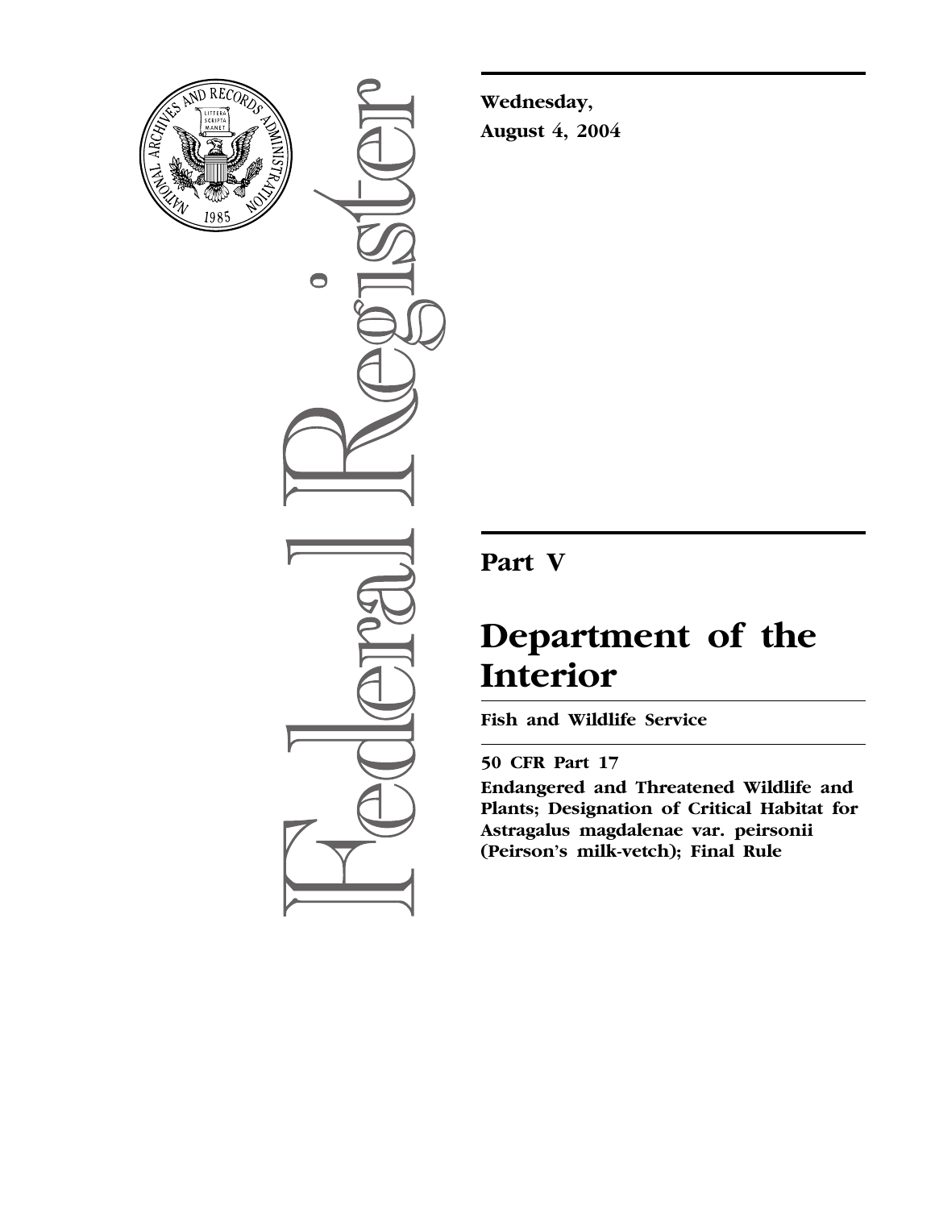**Wednesday,**
**August 4, 2004**

# Part V

# Department of the Interior

## Fish and Wildlife Service

## 50 CFR Part 17

## Endangered and Threatened Wildlife and Plants; Designation of Critical Habitat for Astragalus magdalenae var. peirsonii (Peirson's milk-vetch); Final Rule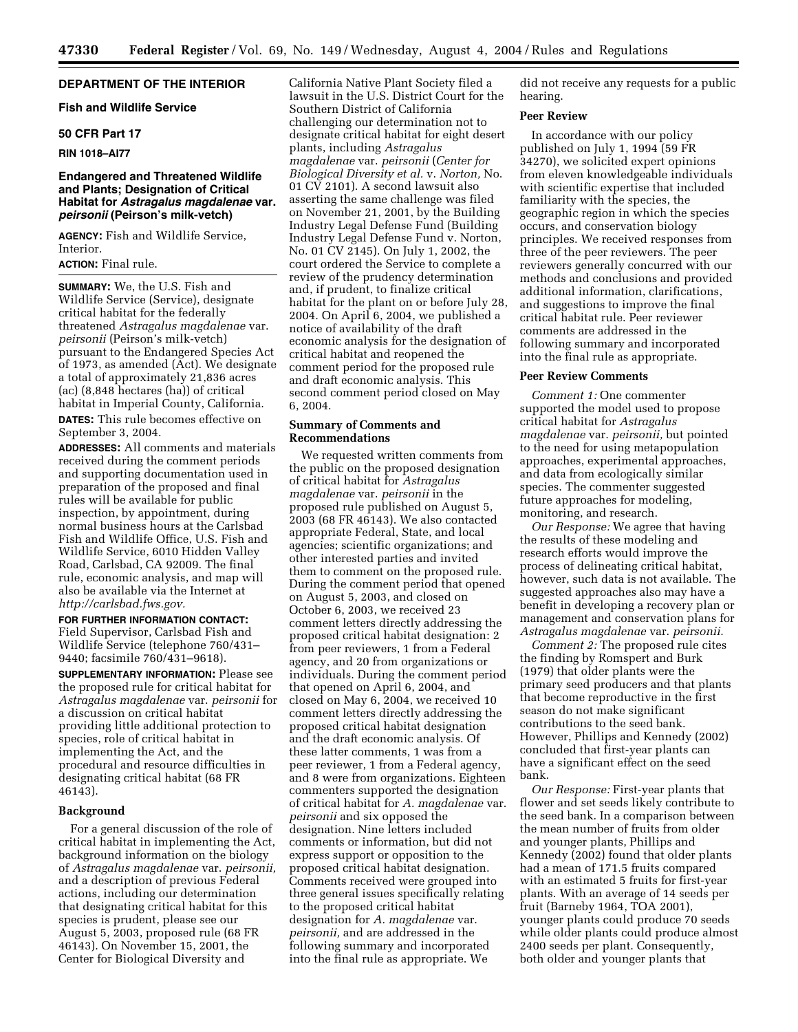## DEPARTMENT OF THE INTERIOR

### Fish and Wildlife Service

### 50 CFR Part 17

**RIN 1018–AI77**

### Endangered and Threatened Wildlife and Plants; Designation of Critical Habitat for *Astragalus magdalenae* var. *peirsonii* (Peirson's milk-vetch)

**AGENCY:** Fish and Wildlife Service, Interior.

**ACTION:** Final rule.

**SUMMARY:** We, the U.S. Fish and Wildlife Service (Service), designate critical habitat for the federally threatened *Astragalus magdalenae* var. *peirsonii* (Peirson's milk-vetch) pursuant to the Endangered Species Act of 1973, as amended (Act). We designate a total of approximately 21,836 acres (ac) (8,848 hectares (ha)) of critical habitat in Imperial County, California.

**DATES:** This rule becomes effective on September 3, 2004.

**ADDRESSES:** All comments and materials received during the comment periods and supporting documentation used in preparation of the proposed and final rules will be available for public inspection, by appointment, during normal business hours at the Carlsbad Fish and Wildlife Office, U.S. Fish and Wildlife Service, 6010 Hidden Valley Road, Carlsbad, CA 92009. The final rule, economic analysis, and map will also be available via the Internet at *http://carlsbad.fws.gov.*

**FOR FURTHER INFORMATION CONTACT:** Field Supervisor, Carlsbad Fish and Wildlife Service (telephone 760/431–9440; facsimile 760/431–9618).

**SUPPLEMENTARY INFORMATION:** Please see the proposed rule for critical habitat for *Astragalus magdalenae* var. *peirsonii* for a discussion on critical habitat providing little additional protection to species, role of critical habitat in implementing the Act, and the procedural and resource difficulties in designating critical habitat (68 FR 46143).

### Background

For a general discussion of the role of critical habitat in implementing the Act, background information on the biology of *Astragalus magdalenae* var. *peirsonii,* and a description of previous Federal actions, including our determination that designating critical habitat for this species is prudent, please see our August 5, 2003, proposed rule (68 FR 46143). On November 15, 2001, the Center for Biological Diversity and California Native Plant Society filed a lawsuit in the U.S. District Court for the Southern District of California challenging our determination not to designate critical habitat for eight desert plants, including *Astragalus magdalenae* var. *peirsonii* (*Center for Biological Diversity et al.* v. *Norton,* No. 01 CV 2101). A second lawsuit also asserting the same challenge was filed on November 21, 2001, by the Building Industry Legal Defense Fund (Building Industry Legal Defense Fund v. Norton, No. 01 CV 2145). On July 1, 2002, the court ordered the Service to complete a review of the prudency determination and, if prudent, to finalize critical habitat for the plant on or before July 28, 2004. On April 6, 2004, we published a notice of availability of the draft economic analysis for the designation of critical habitat and reopened the comment period for the proposed rule and draft economic analysis. This second comment period closed on May 6, 2004.

### Summary of Comments and Recommendations

We requested written comments from the public on the proposed designation of critical habitat for *Astragalus magdalenae* var. *peirsonii* in the proposed rule published on August 5, 2003 (68 FR 46143). We also contacted appropriate Federal, State, and local agencies; scientific organizations; and other interested parties and invited them to comment on the proposed rule. During the comment period that opened on August 5, 2003, and closed on October 6, 2003, we received 23 comment letters directly addressing the proposed critical habitat designation: 2 from peer reviewers, 1 from a Federal agency, and 20 from organizations or individuals. During the comment period that opened on April 6, 2004, and closed on May 6, 2004, we received 10 comment letters directly addressing the proposed critical habitat designation and the draft economic analysis. Of these latter comments, 1 was from a peer reviewer, 1 from a Federal agency, and 8 were from organizations. Eighteen commenters supported the designation of critical habitat for *A. magdalenae* var. *peirsonii* and six opposed the designation. Nine letters included comments or information, but did not express support or opposition to the proposed critical habitat designation. Comments received were grouped into three general issues specifically relating to the proposed critical habitat designation for *A. magdalenae* var. *peirsonii,* and are addressed in the following summary and incorporated into the final rule as appropriate. We did not receive any requests for a public hearing.

### Peer Review

In accordance with our policy published on July 1, 1994 (59 FR 34270), we solicited expert opinions from eleven knowledgeable individuals with scientific expertise that included familiarity with the species, the geographic region in which the species occurs, and conservation biology principles. We received responses from three of the peer reviewers. The peer reviewers generally concurred with our methods and conclusions and provided additional information, clarifications, and suggestions to improve the final critical habitat rule. Peer reviewer comments are addressed in the following summary and incorporated into the final rule as appropriate.

### Peer Review Comments

*Comment 1:* One commenter supported the model used to propose critical habitat for *Astragalus magdalenae* var. *peirsonii,* but pointed to the need for using metapopulation approaches, experimental approaches, and data from ecologically similar species. The commenter suggested future approaches for modeling, monitoring, and research.

*Our Response:* We agree that having the results of these modeling and research efforts would improve the process of delineating critical habitat, however, such data is not available. The suggested approaches also may have a benefit in developing a recovery plan or management and conservation plans for *Astragalus magdalenae* var. *peirsonii.*

*Comment 2:* The proposed rule cites the finding by Romspert and Burk (1979) that older plants were the primary seed producers and that plants that become reproductive in the first season do not make significant contributions to the seed bank. However, Phillips and Kennedy (2002) concluded that first-year plants can have a significant effect on the seed bank.

*Our Response:* First-year plants that flower and set seeds likely contribute to the seed bank. In a comparison between the mean number of fruits from older and younger plants, Phillips and Kennedy (2002) found that older plants had a mean of 171.5 fruits compared with an estimated 5 fruits for first-year plants. With an average of 14 seeds per fruit (Barneby 1964, TOA 2001), younger plants could produce 70 seeds while older plants could produce almost 2400 seeds per plant. Consequently, both older and younger plants that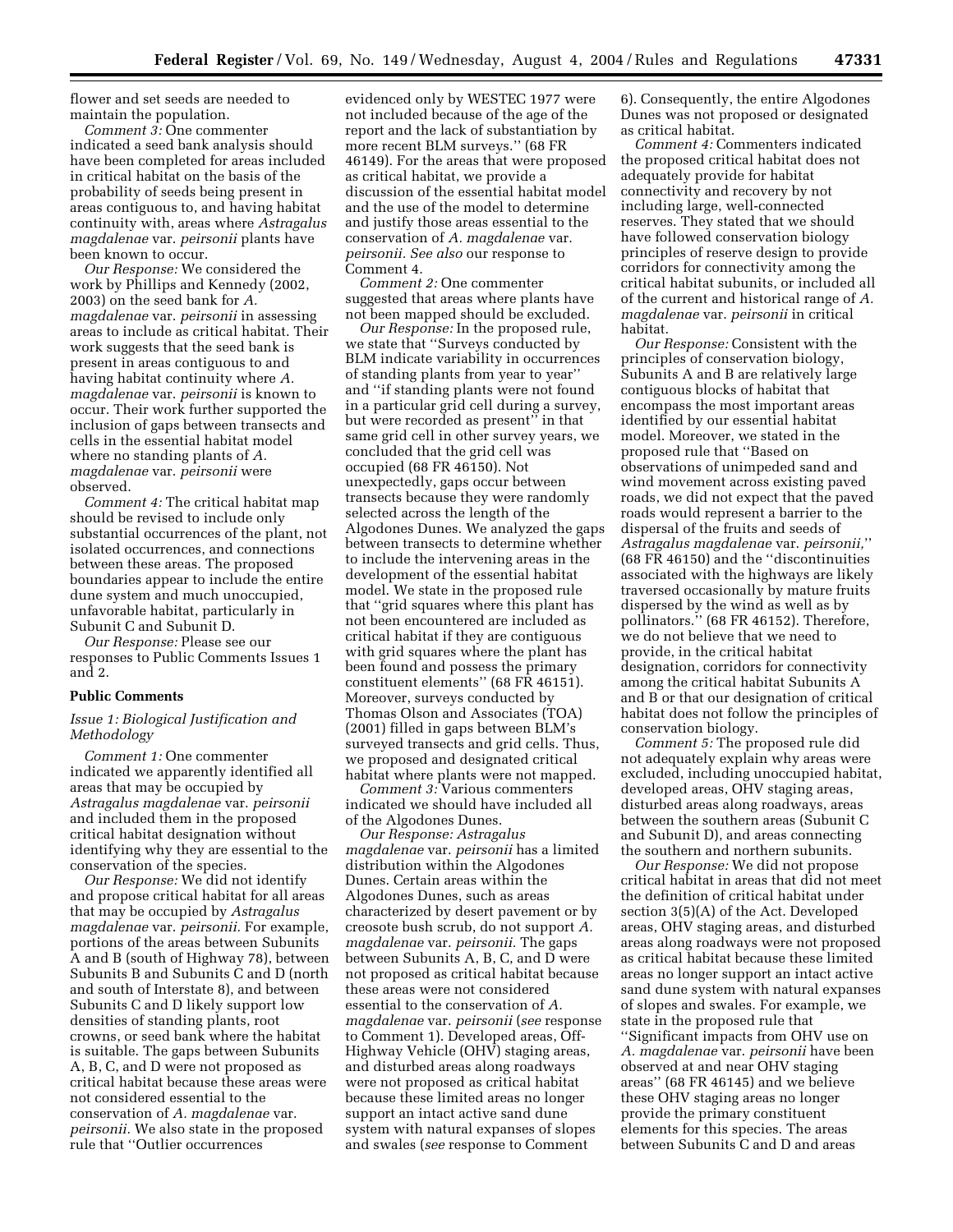flower and set seeds are needed to maintain the population.

*Comment 3:* One commenter indicated a seed bank analysis should have been completed for areas included in critical habitat on the basis of the probability of seeds being present in areas contiguous to, and having habitat continuity with, areas where *Astragalus magdalenae* var. *peirsonii* plants have been known to occur.

*Our Response:* We considered the work by Phillips and Kennedy (2002, 2003) on the seed bank for *A. magdalenae* var. *peirsonii* in assessing areas to include as critical habitat. Their work suggests that the seed bank is present in areas contiguous to and having habitat continuity where *A. magdalenae* var. *peirsonii* is known to occur. Their work further supported the inclusion of gaps between transects and cells in the essential habitat model where no standing plants of *A. magdalenae* var. *peirsonii* were observed.

*Comment 4:* The critical habitat map should be revised to include only substantial occurrences of the plant, not isolated occurrences, and connections between these areas. The proposed boundaries appear to include the entire dune system and much unoccupied, unfavorable habitat, particularly in Subunit C and Subunit D.

*Our Response:* Please see our responses to Public Comments Issues 1 and 2.

## Public Comments

### *Issue 1: Biological Justification and Methodology*

*Comment 1:* One commenter indicated we apparently identified all areas that may be occupied by *Astragalus magdalenae* var. *peirsonii* and included them in the proposed critical habitat designation without identifying why they are essential to the conservation of the species.

*Our Response:* We did not identify and propose critical habitat for all areas that may be occupied by *Astragalus magdalenae* var. *peirsonii*. For example, portions of the areas between Subunits A and B (south of Highway 78), between Subunits B and Subunits C and D (north and south of Interstate 8), and between Subunits C and D likely support low densities of standing plants, root crowns, or seed bank where the habitat is suitable. The gaps between Subunits A, B, C, and D were not proposed as critical habitat because these areas were not considered essential to the conservation of *A. magdalenae* var. *peirsonii*. We also state in the proposed rule that ''Outlier occurrences evidenced only by WESTEC 1977 were not included because of the age of the report and the lack of substantiation by more recent BLM surveys.'' (68 FR 46149). For the areas that were proposed as critical habitat, we provide a discussion of the essential habitat model and the use of the model to determine and justify those areas essential to the conservation of *A. magdalenae* var. *peirsonii*. *See also* our response to Comment 4.

*Comment 2:* One commenter suggested that areas where plants have not been mapped should be excluded.

*Our Response:* In the proposed rule, we state that ''Surveys conducted by BLM indicate variability in occurrences of standing plants from year to year'' and ''if standing plants were not found in a particular grid cell during a survey, but were recorded as present'' in that same grid cell in other survey years, we concluded that the grid cell was occupied (68 FR 46150). Not unexpectedly, gaps occur between transects because they were randomly selected across the length of the Algodones Dunes. We analyzed the gaps between transects to determine whether to include the intervening areas in the development of the essential habitat model. We state in the proposed rule that ''grid squares where this plant has not been encountered are included as critical habitat if they are contiguous with grid squares where the plant has been found and possess the primary constituent elements'' (68 FR 46151). Moreover, surveys conducted by Thomas Olson and Associates (TOA) (2001) filled in gaps between BLM's surveyed transects and grid cells. Thus, we proposed and designated critical habitat where plants were not mapped.

*Comment 3:* Various commenters indicated we should have included all of the Algodones Dunes.

*Our Response: Astragalus magdalenae* var. *peirsonii* has a limited distribution within the Algodones Dunes. Certain areas within the Algodones Dunes, such as areas characterized by desert pavement or by creosote bush scrub, do not support *A. magdalenae* var. *peirsonii*. The gaps between Subunits A, B, C, and D were not proposed as critical habitat because these areas were not considered essential to the conservation of *A. magdalenae* var. *peirsonii* (*see* response to Comment 1). Developed areas, Off-Highway Vehicle (OHV) staging areas, and disturbed areas along roadways were not proposed as critical habitat because these limited areas no longer support an intact active sand dune system with natural expanses of slopes and swales (*see* response to Comment 6). Consequently, the entire Algodones Dunes was not proposed or designated as critical habitat.

*Comment 4:* Commenters indicated the proposed critical habitat does not adequately provide for habitat connectivity and recovery by not including large, well-connected reserves. They stated that we should have followed conservation biology principles of reserve design to provide corridors for connectivity among the critical habitat subunits, or included all of the current and historical range of *A. magdalenae* var. *peirsonii* in critical habitat.

*Our Response:* Consistent with the principles of conservation biology, Subunits A and B are relatively large contiguous blocks of habitat that encompass the most important areas identified by our essential habitat model. Moreover, we stated in the proposed rule that ''Based on observations of unimpeded sand and wind movement across existing paved roads, we did not expect that the paved roads would represent a barrier to the dispersal of the fruits and seeds of *Astragalus magdalenae* var. *peirsonii*,'' (68 FR 46150) and the ''discontinuities associated with the highways are likely traversed occasionally by mature fruits dispersed by the wind as well as by pollinators.'' (68 FR 46152). Therefore, we do not believe that we need to provide, in the critical habitat designation, corridors for connectivity among the critical habitat Subunits A and B or that our designation of critical habitat does not follow the principles of conservation biology.

*Comment 5:* The proposed rule did not adequately explain why areas were excluded, including unoccupied habitat, developed areas, OHV staging areas, disturbed areas along roadways, areas between the southern areas (Subunit C and Subunit D), and areas connecting the southern and northern subunits.

*Our Response:* We did not propose critical habitat in areas that did not meet the definition of critical habitat under section 3(5)(A) of the Act. Developed areas, OHV staging areas, and disturbed areas along roadways were not proposed as critical habitat because these limited areas no longer support an intact active sand dune system with natural expanses of slopes and swales. For example, we state in the proposed rule that ''Significant impacts from OHV use on *A. magdalenae* var. *peirsonii* have been observed at and near OHV staging areas'' (68 FR 46145) and we believe these OHV staging areas no longer provide the primary constituent elements for this species. The areas between Subunits C and D and areas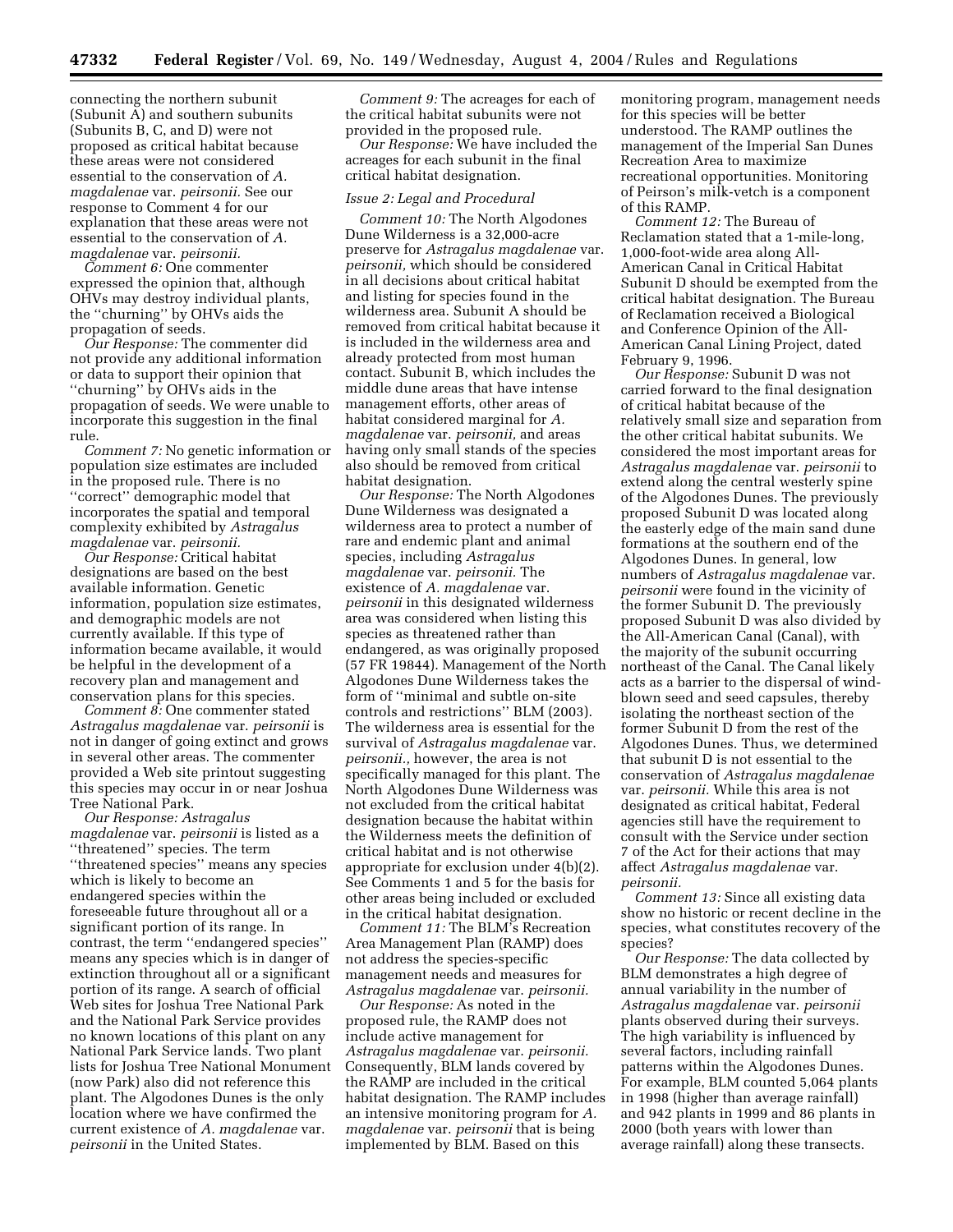connecting the northern subunit (Subunit A) and southern subunits (Subunits B, C, and D) were not proposed as critical habitat because these areas were not considered essential to the conservation of *A. magdalenae* var. *peirsonii.* See our response to Comment 4 for our explanation that these areas were not essential to the conservation of *A. magdalenae* var. *peirsonii.*

*Comment 6:* One commenter expressed the opinion that, although OHVs may destroy individual plants, the ''churning'' by OHVs aids the propagation of seeds.

*Our Response:* The commenter did not provide any additional information or data to support their opinion that ''churning'' by OHVs aids in the propagation of seeds. We were unable to incorporate this suggestion in the final rule.

*Comment 7:* No genetic information or population size estimates are included in the proposed rule. There is no ''correct'' demographic model that incorporates the spatial and temporal complexity exhibited by *Astragalus magdalenae* var. *peirsonii.*

*Our Response:* Critical habitat designations are based on the best available information. Genetic information, population size estimates, and demographic models are not currently available. If this type of information became available, it would be helpful in the development of a recovery plan and management and conservation plans for this species.

*Comment 8:* One commenter stated *Astragalus magdalenae* var. *peirsonii* is not in danger of going extinct and grows in several other areas. The commenter provided a Web site printout suggesting this species may occur in or near Joshua Tree National Park.

*Our Response: Astragalus magdalenae* var. *peirsonii* is listed as a ''threatened'' species. The term ''threatened species'' means any species which is likely to become an endangered species within the foreseeable future throughout all or a significant portion of its range. In contrast, the term ''endangered species'' means any species which is in danger of extinction throughout all or a significant portion of its range. A search of official Web sites for Joshua Tree National Park and the National Park Service provides no known locations of this plant on any National Park Service lands. Two plant lists for Joshua Tree National Monument (now Park) also did not reference this plant. The Algodones Dunes is the only location where we have confirmed the current existence of *A. magdalenae* var. *peirsonii* in the United States.

*Comment 9:* The acreages for each of the critical habitat subunits were not provided in the proposed rule.

*Our Response:* We have included the acreages for each subunit in the final critical habitat designation.

*Issue 2: Legal and Procedural*

*Comment 10:* The North Algodones Dune Wilderness is a 32,000-acre preserve for *Astragalus magdalenae* var. *peirsonii,* which should be considered in all decisions about critical habitat and listing for species found in the wilderness area. Subunit A should be removed from critical habitat because it is included in the wilderness area and already protected from most human contact. Subunit B, which includes the middle dune areas that have intense management efforts, other areas of habitat considered marginal for *A. magdalenae* var. *peirsonii,* and areas having only small stands of the species also should be removed from critical habitat designation.

*Our Response:* The North Algodones Dune Wilderness was designated a wilderness area to protect a number of rare and endemic plant and animal species, including *Astragalus magdalenae* var. *peirsonii.* The existence of *A. magdalenae* var. *peirsonii* in this designated wilderness area was considered when listing this species as threatened rather than endangered, as was originally proposed (57 FR 19844). Management of the North Algodones Dune Wilderness takes the form of ''minimal and subtle on-site controls and restrictions'' BLM (2003). The wilderness area is essential for the survival of *Astragalus magdalenae* var. *peirsonii.,* however, the area is not specifically managed for this plant. The North Algodones Dune Wilderness was not excluded from the critical habitat designation because the habitat within the Wilderness meets the definition of critical habitat and is not otherwise appropriate for exclusion under 4(b)(2). See Comments 1 and 5 for the basis for other areas being included or excluded in the critical habitat designation.

*Comment 11:* The BLM's Recreation Area Management Plan (RAMP) does not address the species-specific management needs and measures for *Astragalus magdalenae* var. *peirsonii.*

*Our Response:* As noted in the proposed rule, the RAMP does not include active management for *Astragalus magdalenae* var. *peirsonii.* Consequently, BLM lands covered by the RAMP are included in the critical habitat designation. The RAMP includes an intensive monitoring program for *A. magdalenae* var. *peirsonii* that is being implemented by BLM. Based on this monitoring program, management needs for this species will be better understood. The RAMP outlines the management of the Imperial San Dunes Recreation Area to maximize recreational opportunities. Monitoring of Peirson's milk-vetch is a component of this RAMP.

*Comment 12:* The Bureau of Reclamation stated that a 1-mile-long, 1,000-foot-wide area along All-American Canal in Critical Habitat Subunit D should be exempted from the critical habitat designation. The Bureau of Reclamation received a Biological and Conference Opinion of the All-American Canal Lining Project, dated February 9, 1996.

*Our Response:* Subunit D was not carried forward to the final designation of critical habitat because of the relatively small size and separation from the other critical habitat subunits. We considered the most important areas for *Astragalus magdalenae* var. *peirsonii* to extend along the central westerly spine of the Algodones Dunes. The previously proposed Subunit D was located along the easterly edge of the main sand dune formations at the southern end of the Algodones Dunes. In general, low numbers of *Astragalus magdalenae* var. *peirsonii* were found in the vicinity of the former Subunit D. The previously proposed Subunit D was also divided by the All-American Canal (Canal), with the majority of the subunit occurring northeast of the Canal. The Canal likely acts as a barrier to the dispersal of wind-blown seed and seed capsules, thereby isolating the northeast section of the former Subunit D from the rest of the Algodones Dunes. Thus, we determined that subunit D is not essential to the conservation of *Astragalus magdalenae* var. *peirsonii.* While this area is not designated as critical habitat, Federal agencies still have the requirement to consult with the Service under section 7 of the Act for their actions that may affect *Astragalus magdalenae* var. *peirsonii.*

*Comment 13:* Since all existing data show no historic or recent decline in the species, what constitutes recovery of the species?

*Our Response:* The data collected by BLM demonstrates a high degree of annual variability in the number of *Astragalus magdalenae* var. *peirsonii* plants observed during their surveys. The high variability is influenced by several factors, including rainfall patterns within the Algodones Dunes. For example, BLM counted 5,064 plants in 1998 (higher than average rainfall) and 942 plants in 1999 and 86 plants in 2000 (both years with lower than average rainfall) along these transects.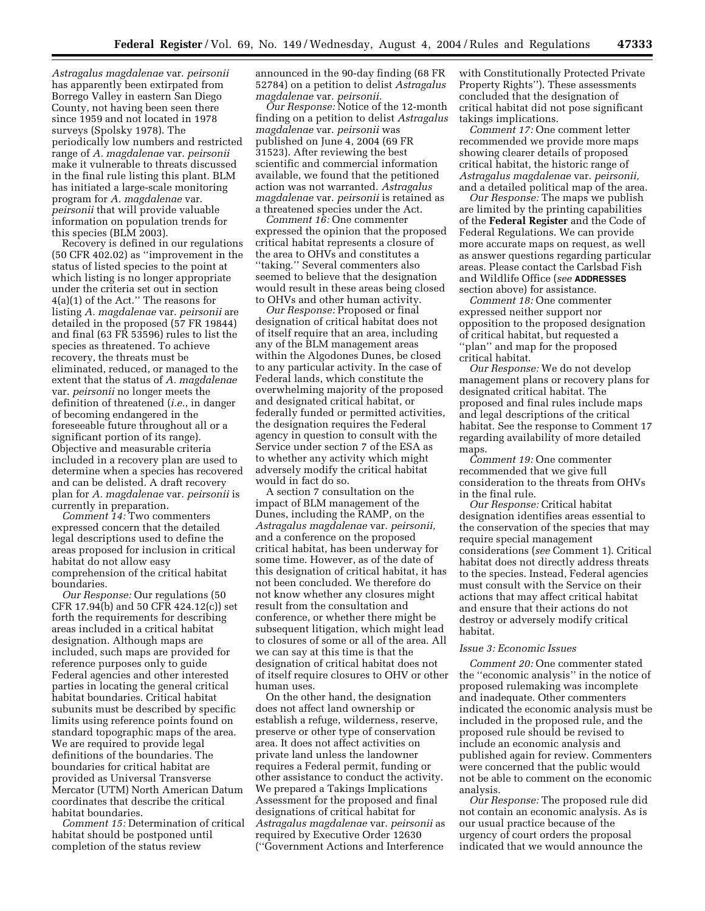*Astragalus magdalenae* var. *peirsonii* has apparently been extirpated from Borrego Valley in eastern San Diego County, not having been seen there since 1959 and not located in 1978 surveys (Spolsky 1978). The periodically low numbers and restricted range of *A. magdalenae* var. *peirsonii* make it vulnerable to threats discussed in the final rule listing this plant. BLM has initiated a large-scale monitoring program for *A. magdalenae* var. *peirsonii* that will provide valuable information on population trends for this species (BLM 2003).

Recovery is defined in our regulations (50 CFR 402.02) as ''improvement in the status of listed species to the point at which listing is no longer appropriate under the criteria set out in section 4(a)(1) of the Act.'' The reasons for listing *A. magdalenae* var. *peirsonii* are detailed in the proposed (57 FR 19844) and final (63 FR 53596) rules to list the species as threatened. To achieve recovery, the threats must be eliminated, reduced, or managed to the extent that the status of *A. magdalenae* var. *peirsonii* no longer meets the definition of threatened (*i.e.*, in danger of becoming endangered in the foreseeable future throughout all or a significant portion of its range). Objective and measurable criteria included in a recovery plan are used to determine when a species has recovered and can be delisted. A draft recovery plan for *A. magdalenae* var. *peirsonii* is currently in preparation.

*Comment 14:* Two commenters expressed concern that the detailed legal descriptions used to define the areas proposed for inclusion in critical habitat do not allow easy comprehension of the critical habitat boundaries.

*Our Response:* Our regulations (50 CFR 17.94(b) and 50 CFR 424.12(c)) set forth the requirements for describing areas included in a critical habitat designation. Although maps are included, such maps are provided for reference purposes only to guide Federal agencies and other interested parties in locating the general critical habitat boundaries. Critical habitat subunits must be described by specific limits using reference points found on standard topographic maps of the area. We are required to provide legal definitions of the boundaries. The boundaries for critical habitat are provided as Universal Transverse Mercator (UTM) North American Datum coordinates that describe the critical habitat boundaries.

*Comment 15:* Determination of critical habitat should be postponed until completion of the status review announced in the 90-day finding (68 FR 52784) on a petition to delist *Astragalus magdalenae* var. *peirsonii*.

*Our Response:* Notice of the 12-month finding on a petition to delist *Astragalus magdalenae* var. *peirsonii* was published on June 4, 2004 (69 FR 31523). After reviewing the best scientific and commercial information available, we found that the petitioned action was not warranted. *Astragalus magdalenae* var. *peirsonii* is retained as a threatened species under the Act.

*Comment 16:* One commenter expressed the opinion that the proposed critical habitat represents a closure of the area to OHVs and constitutes a ''taking.'' Several commenters also seemed to believe that the designation would result in these areas being closed to OHVs and other human activity.

*Our Response:* Proposed or final designation of critical habitat does not of itself require that an area, including any of the BLM management areas within the Algodones Dunes, be closed to any particular activity. In the case of Federal lands, which constitute the overwhelming majority of the proposed and designated critical habitat, or federally funded or permitted activities, the designation requires the Federal agency in question to consult with the Service under section 7 of the ESA as to whether any activity which might adversely modify the critical habitat would in fact do so.

A section 7 consultation on the impact of BLM management of the Dunes, including the RAMP, on the *Astragalus magdalenae* var. *peirsonii,* and a conference on the proposed critical habitat, has been underway for some time. However, as of the date of this designation of critical habitat, it has not been concluded. We therefore do not know whether any closures might result from the consultation and conference, or whether there might be subsequent litigation, which might lead to closures of some or all of the area. All we can say at this time is that the designation of critical habitat does not of itself require closures to OHV or other human uses.

On the other hand, the designation does not affect land ownership or establish a refuge, wilderness, reserve, preserve or other type of conservation area. It does not affect activities on private land unless the landowner requires a Federal permit, funding or other assistance to conduct the activity. We prepared a Takings Implications Assessment for the proposed and final designations of critical habitat for *Astragalus magdalenae* var. *peirsonii* as required by Executive Order 12630 (''Government Actions and Interference with Constitutionally Protected Private Property Rights''). These assessments concluded that the designation of critical habitat did not pose significant takings implications.

*Comment 17:* One comment letter recommended we provide more maps showing clearer details of proposed critical habitat, the historic range of *Astragalus magdalenae* var. *peirsonii,* and a detailed political map of the area.

*Our Response:* The maps we publish are limited by the printing capabilities of the **Federal Register** and the Code of Federal Regulations. We can provide more accurate maps on request, as well as answer questions regarding particular areas. Please contact the Carlsbad Fish and Wildlife Office (*see* **ADDRESSES** section above) for assistance.

*Comment 18:* One commenter expressed neither support nor opposition to the proposed designation of critical habitat, but requested a ''plan'' and map for the proposed critical habitat.

*Our Response:* We do not develop management plans or recovery plans for designated critical habitat. The proposed and final rules include maps and legal descriptions of the critical habitat. See the response to Comment 17 regarding availability of more detailed maps.

*Comment 19:* One commenter recommended that we give full consideration to the threats from OHVs in the final rule.

*Our Response:* Critical habitat designation identifies areas essential to the conservation of the species that may require special management considerations (*see* Comment 1). Critical habitat does not directly address threats to the species. Instead, Federal agencies must consult with the Service on their actions that may affect critical habitat and ensure that their actions do not destroy or adversely modify critical habitat.

*Issue 3: Economic Issues*

*Comment 20:* One commenter stated the ''economic analysis'' in the notice of proposed rulemaking was incomplete and inadequate. Other commenters indicated the economic analysis must be included in the proposed rule, and the proposed rule should be revised to include an economic analysis and published again for review. Commenters were concerned that the public would not be able to comment on the economic analysis.

*Our Response:* The proposed rule did not contain an economic analysis. As is our usual practice because of the urgency of court orders the proposal indicated that we would announce the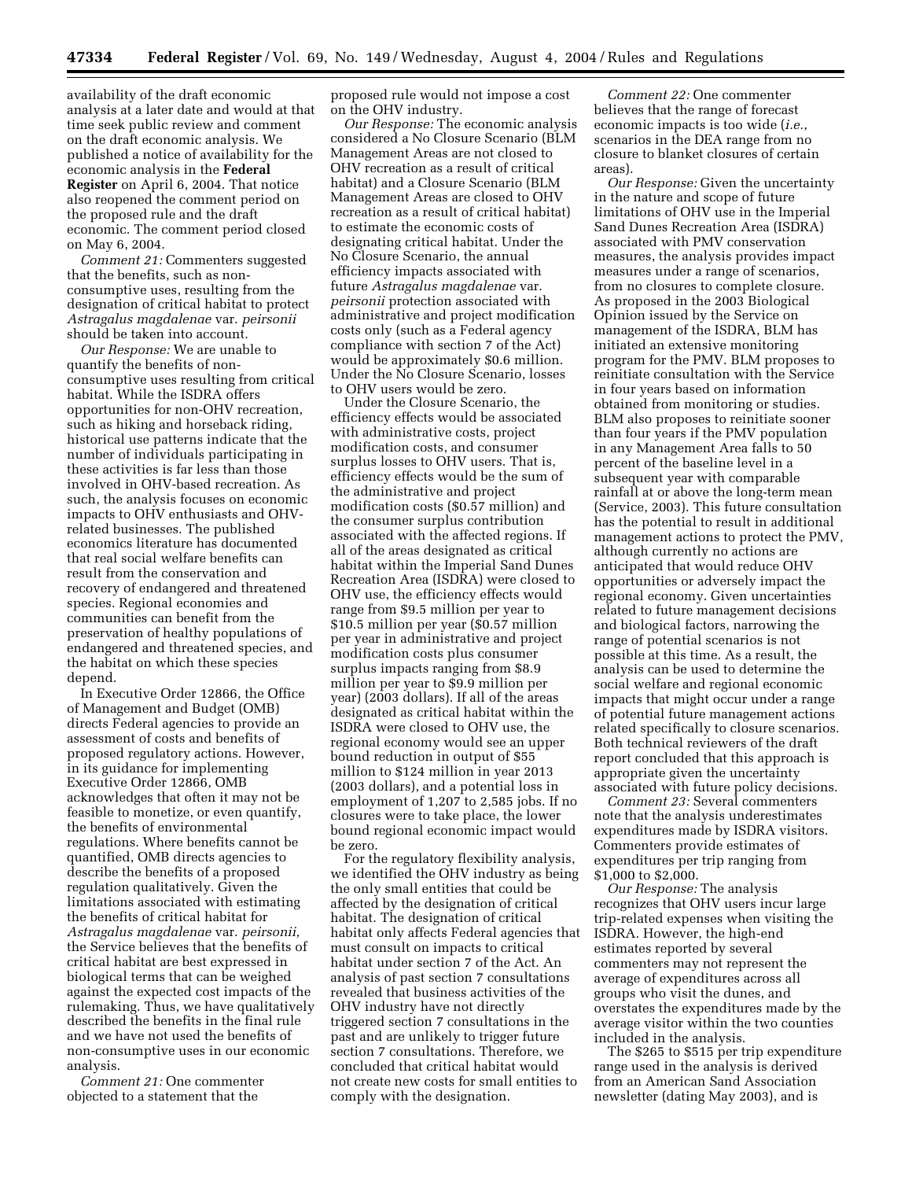availability of the draft economic analysis at a later date and would at that time seek public review and comment on the draft economic analysis. We published a notice of availability for the economic analysis in the **Federal Register** on April 6, 2004. That notice also reopened the comment period on the proposed rule and the draft economic. The comment period closed on May 6, 2004.

*Comment 21:* Commenters suggested that the benefits, such as non-consumptive uses, resulting from the designation of critical habitat to protect *Astragalus magdalenae* var. *peirsonii* should be taken into account.

*Our Response:* We are unable to quantify the benefits of non-consumptive uses resulting from critical habitat. While the ISDRA offers opportunities for non-OHV recreation, such as hiking and horseback riding, historical use patterns indicate that the number of individuals participating in these activities is far less than those involved in OHV-based recreation. As such, the analysis focuses on economic impacts to OHV enthusiasts and OHV-related businesses. The published economics literature has documented that real social welfare benefits can result from the conservation and recovery of endangered and threatened species. Regional economies and communities can benefit from the preservation of healthy populations of endangered and threatened species, and the habitat on which these species depend.

In Executive Order 12866, the Office of Management and Budget (OMB) directs Federal agencies to provide an assessment of costs and benefits of proposed regulatory actions. However, in its guidance for implementing Executive Order 12866, OMB acknowledges that often it may not be feasible to monetize, or even quantify, the benefits of environmental regulations. Where benefits cannot be quantified, OMB directs agencies to describe the benefits of a proposed regulation qualitatively. Given the limitations associated with estimating the benefits of critical habitat for *Astragalus magdalenae* var. *peirsonii,* the Service believes that the benefits of critical habitat are best expressed in biological terms that can be weighed against the expected cost impacts of the rulemaking. Thus, we have qualitatively described the benefits in the final rule and we have not used the benefits of non-consumptive uses in our economic analysis.

*Comment 21:* One commenter objected to a statement that the proposed rule would not impose a cost on the OHV industry.

*Our Response:* The economic analysis considered a No Closure Scenario (BLM Management Areas are not closed to OHV recreation as a result of critical habitat) and a Closure Scenario (BLM Management Areas are closed to OHV recreation as a result of critical habitat) to estimate the economic costs of designating critical habitat. Under the No Closure Scenario, the annual efficiency impacts associated with future *Astragalus magdalenae* var. *peirsonii* protection associated with administrative and project modification costs only (such as a Federal agency compliance with section 7 of the Act) would be approximately $0.6 million. Under the No Closure Scenario, losses to OHV users would be zero.

Under the Closure Scenario, the efficiency effects would be associated with administrative costs, project modification costs, and consumer surplus losses to OHV users. That is, efficiency effects would be the sum of the administrative and project modification costs ($0.57 million) and the consumer surplus contribution associated with the affected regions. If all of the areas designated as critical habitat within the Imperial Sand Dunes Recreation Area (ISDRA) were closed to OHV use, the efficiency effects would range from $9.5 million per year to $10.5 million per year ($0.57 million per year in administrative and project modification costs plus consumer surplus impacts ranging from $8.9 million per year to $9.9 million per year) (2003 dollars). If all of the areas designated as critical habitat within the ISDRA were closed to OHV use, the regional economy would see an upper bound reduction in output of $55 million to $124 million in year 2013 (2003 dollars), and a potential loss in employment of 1,207 to 2,585 jobs. If no closures were to take place, the lower bound regional economic impact would be zero.

For the regulatory flexibility analysis, we identified the OHV industry as being the only small entities that could be affected by the designation of critical habitat. The designation of critical habitat only affects Federal agencies that must consult on impacts to critical habitat under section 7 of the Act. An analysis of past section 7 consultations revealed that business activities of the OHV industry have not directly triggered section 7 consultations in the past and are unlikely to trigger future section 7 consultations. Therefore, we concluded that critical habitat would not create new costs for small entities to comply with the designation.

*Comment 22:* One commenter believes that the range of forecast economic impacts is too wide (*i.e.*, scenarios in the DEA range from no closure to blanket closures of certain areas).

*Our Response:* Given the uncertainty in the nature and scope of future limitations of OHV use in the Imperial Sand Dunes Recreation Area (ISDRA) associated with PMV conservation measures, the analysis provides impact measures under a range of scenarios, from no closures to complete closure. As proposed in the 2003 Biological Opinion issued by the Service on management of the ISDRA, BLM has initiated an extensive monitoring program for the PMV. BLM proposes to reinitiate consultation with the Service in four years based on information obtained from monitoring or studies. BLM also proposes to reinitiate sooner than four years if the PMV population in any Management Area falls to 50 percent of the baseline level in a subsequent year with comparable rainfall at or above the long-term mean (Service, 2003). This future consultation has the potential to result in additional management actions to protect the PMV, although currently no actions are anticipated that would reduce OHV opportunities or adversely impact the regional economy. Given uncertainties related to future management decisions and biological factors, narrowing the range of potential scenarios is not possible at this time. As a result, the analysis can be used to determine the social welfare and regional economic impacts that might occur under a range of potential future management actions related specifically to closure scenarios. Both technical reviewers of the draft report concluded that this approach is appropriate given the uncertainty associated with future policy decisions.

*Comment 23:* Several commenters note that the analysis underestimates expenditures made by ISDRA visitors. Commenters provide estimates of expenditures per trip ranging from $1,000 to $2,000.

*Our Response:* The analysis recognizes that OHV users incur large trip-related expenses when visiting the ISDRA. However, the high-end estimates reported by several commenters may not represent the average of expenditures across all groups who visit the dunes, and overstates the expenditures made by the average visitor within the two counties included in the analysis.

The $265 to $515 per trip expenditure range used in the analysis is derived from an American Sand Association newsletter (dating May 2003), and is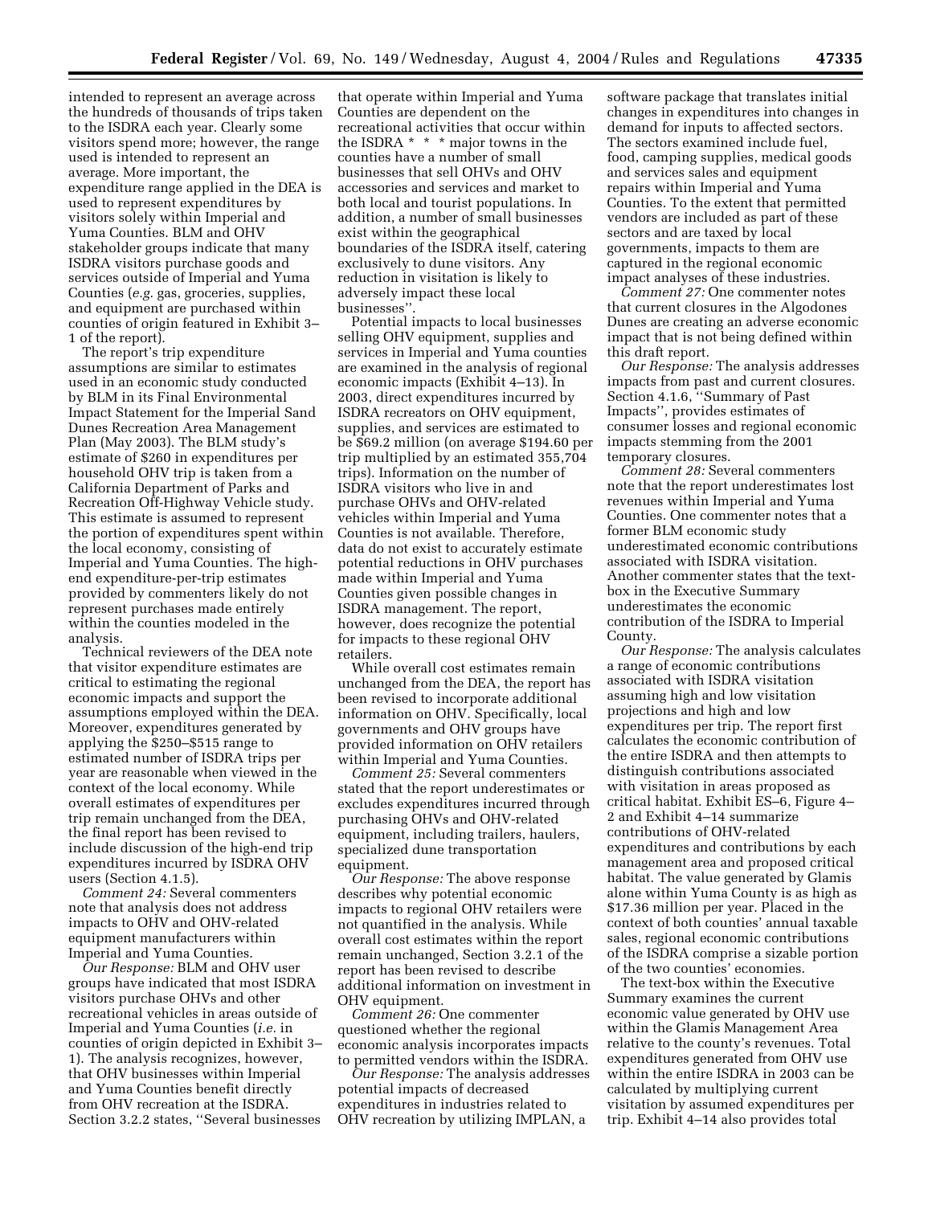intended to represent an average across the hundreds of thousands of trips taken to the ISDRA each year. Clearly some visitors spend more; however, the range used is intended to represent an average. More important, the expenditure range applied in the DEA is used to represent expenditures by visitors solely within Imperial and Yuma Counties. BLM and OHV stakeholder groups indicate that many ISDRA visitors purchase goods and services outside of Imperial and Yuma Counties (*e.g.* gas, groceries, supplies, and equipment are purchased within counties of origin featured in Exhibit 3–1 of the report).

The report's trip expenditure assumptions are similar to estimates used in an economic study conducted by BLM in its Final Environmental Impact Statement for the Imperial Sand Dunes Recreation Area Management Plan (May 2003). The BLM study's estimate of $260 in expenditures per household OHV trip is taken from a California Department of Parks and Recreation Off-Highway Vehicle study. This estimate is assumed to represent the portion of expenditures spent within the local economy, consisting of Imperial and Yuma Counties. The high-end expenditure-per-trip estimates provided by commenters likely do not represent purchases made entirely within the counties modeled in the analysis.

Technical reviewers of the DEA note that visitor expenditure estimates are critical to estimating the regional economic impacts and support the assumptions employed within the DEA. Moreover, expenditures generated by applying the $250–$515 range to estimated number of ISDRA trips per year are reasonable when viewed in the context of the local economy. While overall estimates of expenditures per trip remain unchanged from the DEA, the final report has been revised to include discussion of the high-end trip expenditures incurred by ISDRA OHV users (Section 4.1.5).

*Comment 24:* Several commenters note that analysis does not address impacts to OHV and OHV-related equipment manufacturers within Imperial and Yuma Counties.

*Our Response:* BLM and OHV user groups have indicated that most ISDRA visitors purchase OHVs and other recreational vehicles in areas outside of Imperial and Yuma Counties (*i.e.* in counties of origin depicted in Exhibit 3–1). The analysis recognizes, however, that OHV businesses within Imperial and Yuma Counties benefit directly from OHV recreation at the ISDRA. Section 3.2.2 states, ''Several businesses that operate within Imperial and Yuma Counties are dependent on the recreational activities that occur within the ISDRA * * * major towns in the counties have a number of small businesses that sell OHVs and OHV accessories and services and market to both local and tourist populations. In addition, a number of small businesses exist within the geographical boundaries of the ISDRA itself, catering exclusively to dune visitors. Any reduction in visitation is likely to adversely impact these local businesses''.

Potential impacts to local businesses selling OHV equipment, supplies and services in Imperial and Yuma counties are examined in the analysis of regional economic impacts (Exhibit 4–13). In 2003, direct expenditures incurred by ISDRA recreators on OHV equipment, supplies, and services are estimated to be $69.2 million (on average $194.60 per trip multiplied by an estimated 355,704 trips). Information on the number of ISDRA visitors who live in and purchase OHVs and OHV-related vehicles within Imperial and Yuma Counties is not available. Therefore, data do not exist to accurately estimate potential reductions in OHV purchases made within Imperial and Yuma Counties given possible changes in ISDRA management. The report, however, does recognize the potential for impacts to these regional OHV retailers.

While overall cost estimates remain unchanged from the DEA, the report has been revised to incorporate additional information on OHV. Specifically, local governments and OHV groups have provided information on OHV retailers within Imperial and Yuma Counties.

*Comment 25:* Several commenters stated that the report underestimates or excludes expenditures incurred through purchasing OHVs and OHV-related equipment, including trailers, haulers, specialized dune transportation equipment.

*Our Response:* The above response describes why potential economic impacts to regional OHV retailers were not quantified in the analysis. While overall cost estimates within the report remain unchanged, Section 3.2.1 of the report has been revised to describe additional information on investment in OHV equipment.

*Comment 26:* One commenter questioned whether the regional economic analysis incorporates impacts to permitted vendors within the ISDRA.

*Our Response:* The analysis addresses potential impacts of decreased expenditures in industries related to OHV recreation by utilizing IMPLAN, a software package that translates initial changes in expenditures into changes in demand for inputs to affected sectors. The sectors examined include fuel, food, camping supplies, medical goods and services sales and equipment repairs within Imperial and Yuma Counties. To the extent that permitted vendors are included as part of these sectors and are taxed by local governments, impacts to them are captured in the regional economic impact analyses of these industries.

*Comment 27:* One commenter notes that current closures in the Algodones Dunes are creating an adverse economic impact that is not being defined within this draft report.

*Our Response:* The analysis addresses impacts from past and current closures. Section 4.1.6, ''Summary of Past Impacts'', provides estimates of consumer losses and regional economic impacts stemming from the 2001 temporary closures.

*Comment 28:* Several commenters note that the report underestimates lost revenues within Imperial and Yuma Counties. One commenter notes that a former BLM economic study underestimated economic contributions associated with ISDRA visitation. Another commenter states that the text-box in the Executive Summary underestimates the economic contribution of the ISDRA to Imperial County.

*Our Response:* The analysis calculates a range of economic contributions associated with ISDRA visitation assuming high and low visitation projections and high and low expenditures per trip. The report first calculates the economic contribution of the entire ISDRA and then attempts to distinguish contributions associated with visitation in areas proposed as critical habitat. Exhibit ES–6, Figure 4–2 and Exhibit 4–14 summarize contributions of OHV-related expenditures and contributions by each management area and proposed critical habitat. The value generated by Glamis alone within Yuma County is as high as $17.36 million per year. Placed in the context of both counties' annual taxable sales, regional economic contributions of the ISDRA comprise a sizable portion of the two counties' economies.

The text-box within the Executive Summary examines the current economic value generated by OHV use within the Glamis Management Area relative to the county's revenues. Total expenditures generated from OHV use within the entire ISDRA in 2003 can be calculated by multiplying current visitation by assumed expenditures per trip. Exhibit 4–14 also provides total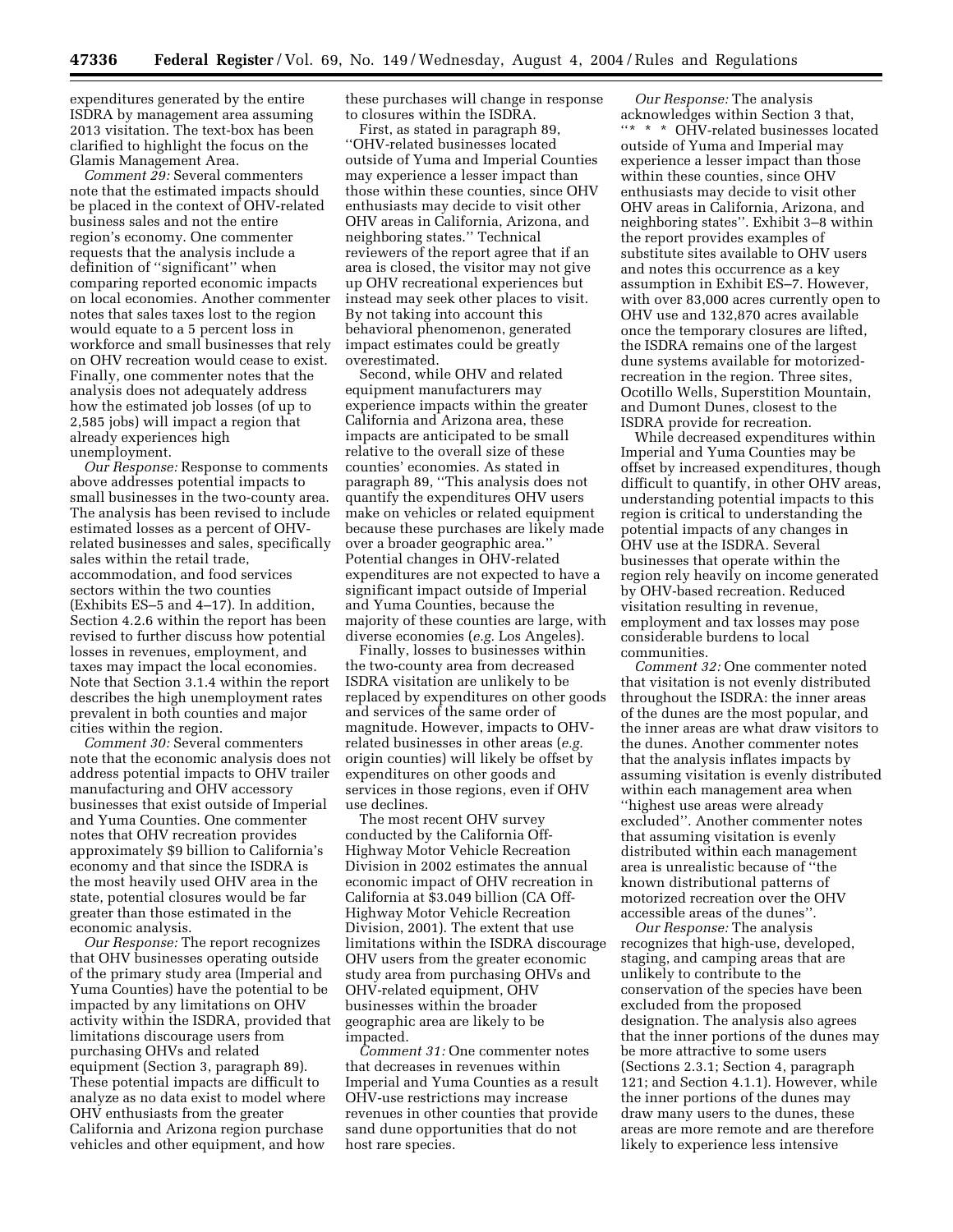expenditures generated by the entire ISDRA by management area assuming 2013 visitation. The text-box has been clarified to highlight the focus on the Glamis Management Area.

*Comment 29:* Several commenters note that the estimated impacts should be placed in the context of OHV-related business sales and not the entire region's economy. One commenter requests that the analysis include a definition of "significant" when comparing reported economic impacts on local economies. Another commenter notes that sales taxes lost to the region would equate to a 5 percent loss in workforce and small businesses that rely on OHV recreation would cease to exist. Finally, one commenter notes that the analysis does not adequately address how the estimated job losses (of up to 2,585 jobs) will impact a region that already experiences high unemployment.

*Our Response:* Response to comments above addresses potential impacts to small businesses in the two-county area. The analysis has been revised to include estimated losses as a percent of OHV-related businesses and sales, specifically sales within the retail trade, accommodation, and food services sectors within the two counties (Exhibits ES–5 and 4–17). In addition, Section 4.2.6 within the report has been revised to further discuss how potential losses in revenues, employment, and taxes may impact the local economies. Note that Section 3.1.4 within the report describes the high unemployment rates prevalent in both counties and major cities within the region.

*Comment 30:* Several commenters note that the economic analysis does not address potential impacts to OHV trailer manufacturing and OHV accessory businesses that exist outside of Imperial and Yuma Counties. One commenter notes that OHV recreation provides approximately $9 billion to California's economy and that since the ISDRA is the most heavily used OHV area in the state, potential closures would be far greater than those estimated in the economic analysis.

*Our Response:* The report recognizes that OHV businesses operating outside of the primary study area (Imperial and Yuma Counties) have the potential to be impacted by any limitations on OHV activity within the ISDRA, provided that limitations discourage users from purchasing OHVs and related equipment (Section 3, paragraph 89). These potential impacts are difficult to analyze as no data exist to model where OHV enthusiasts from the greater California and Arizona region purchase vehicles and other equipment, and how these purchases will change in response to closures within the ISDRA.

First, as stated in paragraph 89, "OHV-related businesses located outside of Yuma and Imperial Counties may experience a lesser impact than those within these counties, since OHV enthusiasts may decide to visit other OHV areas in California, Arizona, and neighboring states." Technical reviewers of the report agree that if an area is closed, the visitor may not give up OHV recreational experiences but instead may seek other places to visit. By not taking into account this behavioral phenomenon, generated impact estimates could be greatly overestimated.

Second, while OHV and related equipment manufacturers may experience impacts within the greater California and Arizona area, these impacts are anticipated to be small relative to the overall size of these counties' economies. As stated in paragraph 89, "This analysis does not quantify the expenditures OHV users make on vehicles or related equipment because these purchases are likely made over a broader geographic area." Potential changes in OHV-related expenditures are not expected to have a significant impact outside of Imperial and Yuma Counties, because the majority of these counties are large, with diverse economies (*e.g.* Los Angeles).

Finally, losses to businesses within the two-county area from decreased ISDRA visitation are unlikely to be replaced by expenditures on other goods and services of the same order of magnitude. However, impacts to OHV-related businesses in other areas (*e.g.* origin counties) will likely be offset by expenditures on other goods and services in those regions, even if OHV use declines.

The most recent OHV survey conducted by the California Off-Highway Motor Vehicle Recreation Division in 2002 estimates the annual economic impact of OHV recreation in California at $3.049 billion (CA Off-Highway Motor Vehicle Recreation Division, 2001). The extent that use limitations within the ISDRA discourage OHV users from the greater economic study area from purchasing OHVs and OHV-related equipment, OHV businesses within the broader geographic area are likely to be impacted.

*Comment 31:* One commenter notes that decreases in revenues within Imperial and Yuma Counties as a result OHV-use restrictions may increase revenues in other counties that provide sand dune opportunities that do not host rare species.

*Our Response:* The analysis acknowledges within Section 3 that, "* * * OHV-related businesses located outside of Yuma and Imperial may experience a lesser impact than those within these counties, since OHV enthusiasts may decide to visit other OHV areas in California, Arizona, and neighboring states". Exhibit 3–8 within the report provides examples of substitute sites available to OHV users and notes this occurrence as a key assumption in Exhibit ES–7. However, with over 83,000 acres currently open to OHV use and 132,870 acres available once the temporary closures are lifted, the ISDRA remains one of the largest dune systems available for motorized-recreation in the region. Three sites, Ocotillo Wells, Superstition Mountain, and Dumont Dunes, closest to the ISDRA provide for recreation.

While decreased expenditures within Imperial and Yuma Counties may be offset by increased expenditures, though difficult to quantify, in other OHV areas, understanding potential impacts to this region is critical to understanding the potential impacts of any changes in OHV use at the ISDRA. Several businesses that operate within the region rely heavily on income generated by OHV-based recreation. Reduced visitation resulting in revenue, employment and tax losses may pose considerable burdens to local communities.

*Comment 32:* One commenter noted that visitation is not evenly distributed throughout the ISDRA: the inner areas of the dunes are the most popular, and the inner areas are what draw visitors to the dunes. Another commenter notes that the analysis inflates impacts by assuming visitation is evenly distributed within each management area when "highest use areas were already excluded". Another commenter notes that assuming visitation is evenly distributed within each management area is unrealistic because of "the known distributional patterns of motorized recreation over the OHV accessible areas of the dunes".

*Our Response:* The analysis recognizes that high-use, developed, staging, and camping areas that are unlikely to contribute to the conservation of the species have been excluded from the proposed designation. The analysis also agrees that the inner portions of the dunes may be more attractive to some users (Sections 2.3.1; Section 4, paragraph 121; and Section 4.1.1). However, while the inner portions of the dunes may draw many users to the dunes, these areas are more remote and are therefore likely to experience less intensive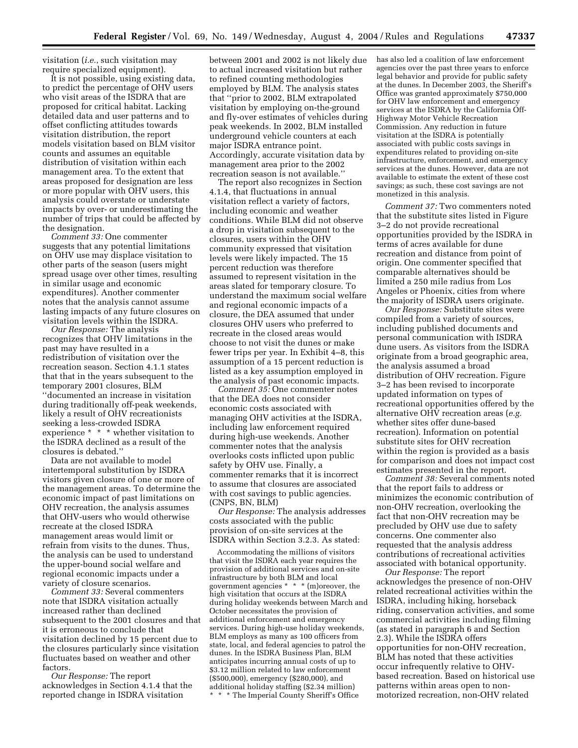visitation (*i.e.,* such visitation may require specialized equipment).

It is not possible, using existing data, to predict the percentage of OHV users who visit areas of the ISDRA that are proposed for critical habitat. Lacking detailed data and user patterns and to offset conflicting attitudes towards visitation distribution, the report models visitation based on BLM visitor counts and assumes an equitable distribution of visitation within each management area. To the extent that areas proposed for designation are less or more popular with OHV users, this analysis could overstate or understate impacts by over- or underestimating the number of trips that could be affected by the designation.

*Comment 33:* One commenter suggests that any potential limitations on OHV use may displace visitation to other parts of the season (users might spread usage over other times, resulting in similar usage and economic expenditures). Another commenter notes that the analysis cannot assume lasting impacts of any future closures on visitation levels within the ISDRA.

*Our Response:* The analysis recognizes that OHV limitations in the past may have resulted in a redistribution of visitation over the recreation season. Section 4.1.1 states that that in the years subsequent to the temporary 2001 closures, BLM ''documented an increase in visitation during traditionally off-peak weekends, likely a result of OHV recreationists seeking a less-crowded ISDRA experience * * * whether visitation to the ISDRA declined as a result of the closures is debated.''

Data are not available to model intertemporal substitution by ISDRA visitors given closure of one or more of the management areas. To determine the economic impact of past limitations on OHV recreation, the analysis assumes that OHV-users who would otherwise recreate at the closed ISDRA management areas would limit or refrain from visits to the dunes. Thus, the analysis can be used to understand the upper-bound social welfare and regional economic impacts under a variety of closure scenarios.

*Comment 33:* Several commenters note that ISDRA visitation actually increased rather than declined subsequent to the 2001 closures and that it is erroneous to conclude that visitation declined by 15 percent due to the closures particularly since visitation fluctuates based on weather and other factors.

*Our Response:* The report acknowledges in Section 4.1.4 that the reported change in ISDRA visitation between 2001 and 2002 is not likely due to actual increased visitation but rather to refined counting methodologies employed by BLM. The analysis states that ''prior to 2002, BLM extrapolated visitation by employing on-the-ground and fly-over estimates of vehicles during peak weekends. In 2002, BLM installed underground vehicle counters at each major ISDRA entrance point. Accordingly, accurate visitation data by management area prior to the 2002 recreation season is not available.''

The report also recognizes in Section 4.1.4, that fluctuations in annual visitation reflect a variety of factors, including economic and weather conditions. While BLM did not observe a drop in visitation subsequent to the closures, users within the OHV community expressed that visitation levels were likely impacted. The 15 percent reduction was therefore assumed to represent visitation in the areas slated for temporary closure. To understand the maximum social welfare and regional economic impacts of a closure, the DEA assumed that under closures OHV users who preferred to recreate in the closed areas would choose to not visit the dunes or make fewer trips per year. In Exhibit 4–8, this assumption of a 15 percent reduction is listed as a key assumption employed in the analysis of past economic impacts.

*Comment 35:* One commenter notes that the DEA does not consider economic costs associated with managing OHV activities at the ISDRA, including law enforcement required during high-use weekends. Another commenter notes that the analysis overlooks costs inflicted upon public safety by OHV use. Finally, a commenter remarks that it is incorrect to assume that closures are associated with cost savings to public agencies. (CNPS, BN, BLM)

*Our Response:* The analysis addresses costs associated with the public provision of on-site services at the ISDRA within Section 3.2.3. As stated:

Accommodating the millions of visitors that visit the ISDRA each year requires the provision of additional services and on-site infrastructure by both BLM and local government agencies * * * (m)oreover, the high visitation that occurs at the ISDRA during holiday weekends between March and October necessitates the provision of additional enforcement and emergency services. During high-use holiday weekends, BLM employs as many as 100 officers from state, local, and federal agencies to patrol the dunes. In the ISDRA Business Plan, BLM anticipates incurring annual costs of up to \$3.12 million related to law enforcement (\$500,000), emergency (\$280,000), and additional holiday staffing (\$2.34 million) * * * The Imperial County Sheriff's Office has also led a coalition of law enforcement agencies over the past three years to enforce legal behavior and provide for public safety at the dunes. In December 2003, the Sheriff's Office was granted approximately \$750,000 for OHV law enforcement and emergency services at the ISDRA by the California Off-Highway Motor Vehicle Recreation Commission. Any reduction in future visitation at the ISDRA is potentially associated with public costs savings in expenditures related to providing on-site infrastructure, enforcement, and emergency services at the dunes. However, data are not available to estimate the extent of these cost savings; as such, these cost savings are not monetized in this analysis.

*Comment 37:* Two commenters noted that the substitute sites listed in Figure 3–2 do not provide recreational opportunities provided by the ISDRA in terms of acres available for dune recreation and distance from point of origin. One commenter specified that comparable alternatives should be limited a 250 mile radius from Los Angeles or Phoenix, cities from where the majority of ISDRA users originate.

*Our Response:* Substitute sites were compiled from a variety of sources, including published documents and personal communication with ISDRA dune users. As visitors from the ISDRA originate from a broad geographic area, the analysis assumed a broad distribution of OHV recreation. Figure 3–2 has been revised to incorporate updated information on types of recreational opportunities offered by the alternative OHV recreation areas (*e.g.* whether sites offer dune-based recreation). Information on potential substitute sites for OHV recreation within the region is provided as a basis for comparison and does not impact cost estimates presented in the report.

*Comment 38:* Several comments noted that the report fails to address or minimizes the economic contribution of non-OHV recreation, overlooking the fact that non-OHV recreation may be precluded by OHV use due to safety concerns. One commenter also requested that the analysis address contributions of recreational activities associated with botanical opportunity.

*Our Response:* The report acknowledges the presence of non-OHV related recreational activities within the ISDRA, including hiking, horseback riding, conservation activities, and some commercial activities including filming (as stated in paragraph 6 and Section 2.3). While the ISDRA offers opportunities for non-OHV recreation, BLM has noted that these activities occur infrequently relative to OHV-based recreation. Based on historical use patterns within areas open to non-motorized recreation, non-OHV related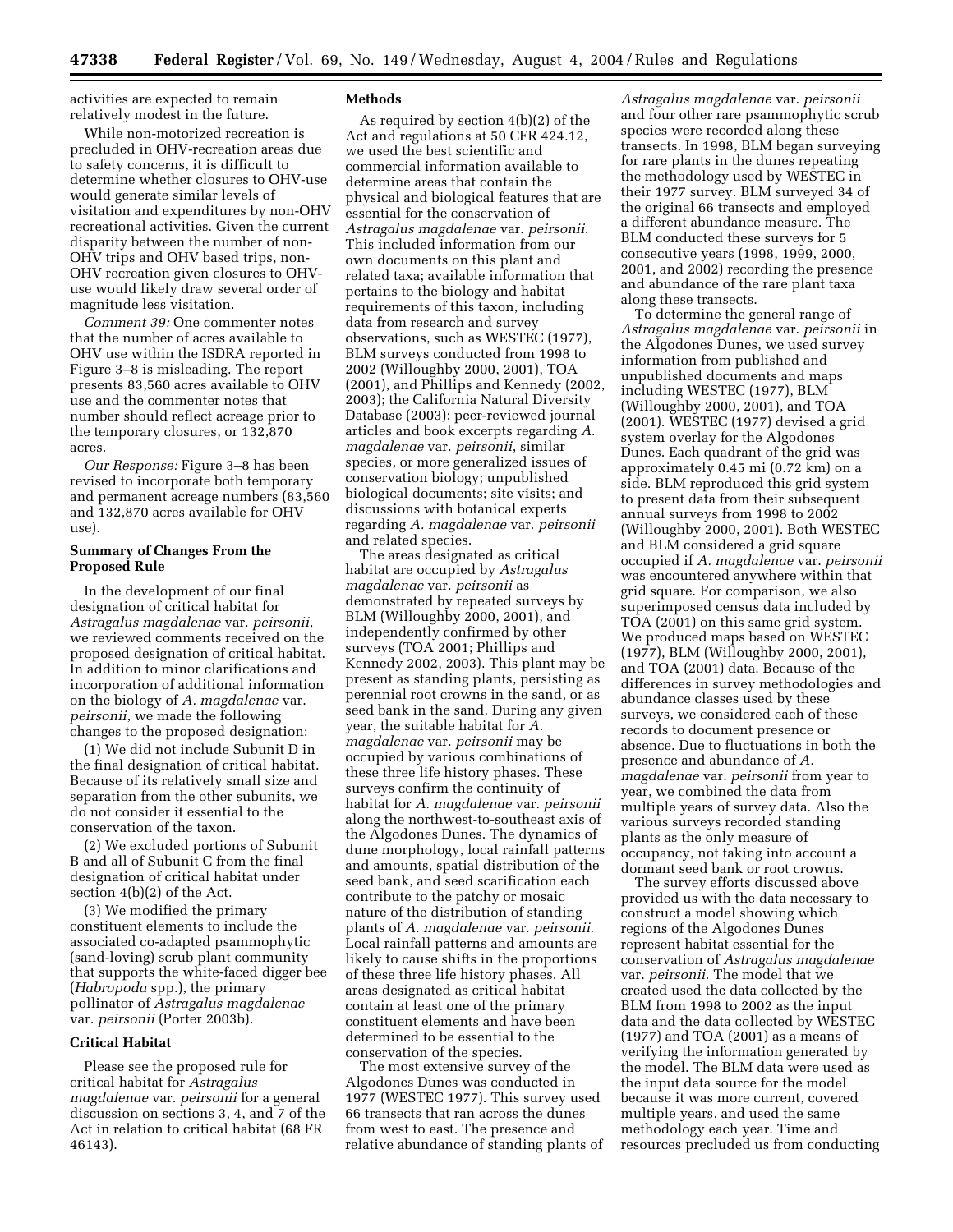activities are expected to remain relatively modest in the future.

While non-motorized recreation is precluded in OHV-recreation areas due to safety concerns, it is difficult to determine whether closures to OHV-use would generate similar levels of visitation and expenditures by non-OHV recreational activities. Given the current disparity between the number of non-OHV trips and OHV based trips, non-OHV recreation given closures to OHV-use would likely draw several order of magnitude less visitation.

*Comment 39:* One commenter notes that the number of acres available to OHV use within the ISDRA reported in Figure 3–8 is misleading. The report presents 83,560 acres available to OHV use and the commenter notes that number should reflect acreage prior to the temporary closures, or 132,870 acres.

*Our Response:* Figure 3–8 has been revised to incorporate both temporary and permanent acreage numbers (83,560 and 132,870 acres available for OHV use).

## Summary of Changes From the Proposed Rule

In the development of our final designation of critical habitat for *Astragalus magdalenae* var. *peirsonii*, we reviewed comments received on the proposed designation of critical habitat. In addition to minor clarifications and incorporation of additional information on the biology of *A. magdalenae* var. *peirsonii*, we made the following changes to the proposed designation:

(1) We did not include Subunit D in the final designation of critical habitat. Because of its relatively small size and separation from the other subunits, we do not consider it essential to the conservation of the taxon.

(2) We excluded portions of Subunit B and all of Subunit C from the final designation of critical habitat under section 4(b)(2) of the Act.

(3) We modified the primary constituent elements to include the associated co-adapted psammophytic (sand-loving) scrub plant community that supports the white-faced digger bee (*Habropoda* spp.), the primary pollinator of *Astragalus magdalenae* var. *peirsonii* (Porter 2003b).

## Critical Habitat

Please see the proposed rule for critical habitat for *Astragalus magdalenae* var. *peirsonii* for a general discussion on sections 3, 4, and 7 of the Act in relation to critical habitat (68 FR 46143).

### Methods

As required by section 4(b)(2) of the Act and regulations at 50 CFR 424.12, we used the best scientific and commercial information available to determine areas that contain the physical and biological features that are essential for the conservation of *Astragalus magdalenae* var. *peirsonii*. This included information from our own documents on this plant and related taxa; available information that pertains to the biology and habitat requirements of this taxon, including data from research and survey observations, such as WESTEC (1977), BLM surveys conducted from 1998 to 2002 (Willoughby 2000, 2001), TOA (2001), and Phillips and Kennedy (2002, 2003); the California Natural Diversity Database (2003); peer-reviewed journal articles and book excerpts regarding *A. magdalenae* var. *peirsonii*, similar species, or more generalized issues of conservation biology; unpublished biological documents; site visits; and discussions with botanical experts regarding *A. magdalenae* var. *peirsonii* and related species.

The areas designated as critical habitat are occupied by *Astragalus magdalenae* var. *peirsonii* as demonstrated by repeated surveys by BLM (Willoughby 2000, 2001), and independently confirmed by other surveys (TOA 2001; Phillips and Kennedy 2002, 2003). This plant may be present as standing plants, persisting as perennial root crowns in the sand, or as seed bank in the sand. During any given year, the suitable habitat for *A. magdalenae* var. *peirsonii* may be occupied by various combinations of these three life history phases. These surveys confirm the continuity of habitat for *A. magdalenae* var. *peirsonii* along the northwest-to-southeast axis of the Algodones Dunes. The dynamics of dune morphology, local rainfall patterns and amounts, spatial distribution of the seed bank, and seed scarification each contribute to the patchy or mosaic nature of the distribution of standing plants of *A. magdalenae* var. *peirsonii*. Local rainfall patterns and amounts are likely to cause shifts in the proportions of these three life history phases. All areas designated as critical habitat contain at least one of the primary constituent elements and have been determined to be essential to the conservation of the species.

The most extensive survey of the Algodones Dunes was conducted in 1977 (WESTEC 1977). This survey used 66 transects that ran across the dunes from west to east. The presence and relative abundance of standing plants of *Astragalus magdalenae* var. *peirsonii* and four other rare psammophytic scrub species were recorded along these transects. In 1998, BLM began surveying for rare plants in the dunes repeating the methodology used by WESTEC in their 1977 survey. BLM surveyed 34 of the original 66 transects and employed a different abundance measure. The BLM conducted these surveys for 5 consecutive years (1998, 1999, 2000, 2001, and 2002) recording the presence and abundance of the rare plant taxa along these transects.

To determine the general range of *Astragalus magdalenae* var. *peirsonii* in the Algodones Dunes, we used survey information from published and unpublished documents and maps including WESTEC (1977), BLM (Willoughby 2000, 2001), and TOA (2001). WESTEC (1977) devised a grid system overlay for the Algodones Dunes. Each quadrant of the grid was approximately 0.45 mi (0.72 km) on a side. BLM reproduced this grid system to present data from their subsequent annual surveys from 1998 to 2002 (Willoughby 2000, 2001). Both WESTEC and BLM considered a grid square occupied if *A. magdalenae* var. *peirsonii* was encountered anywhere within that grid square. For comparison, we also superimposed census data included by TOA (2001) on this same grid system. We produced maps based on WESTEC (1977), BLM (Willoughby 2000, 2001), and TOA (2001) data. Because of the differences in survey methodologies and abundance classes used by these surveys, we considered each of these records to document presence or absence. Due to fluctuations in both the presence and abundance of *A. magdalenae* var. *peirsonii* from year to year, we combined the data from multiple years of survey data. Also the various surveys recorded standing plants as the only measure of occupancy, not taking into account a dormant seed bank or root crowns.

The survey efforts discussed above provided us with the data necessary to construct a model showing which regions of the Algodones Dunes represent habitat essential for the conservation of *Astragalus magdalenae* var. *peirsonii*. The model that we created used the data collected by the BLM from 1998 to 2002 as the input data and the data collected by WESTEC (1977) and TOA (2001) as a means of verifying the information generated by the model. The BLM data were used as the input data source for the model because it was more current, covered multiple years, and used the same methodology each year. Time and resources precluded us from conducting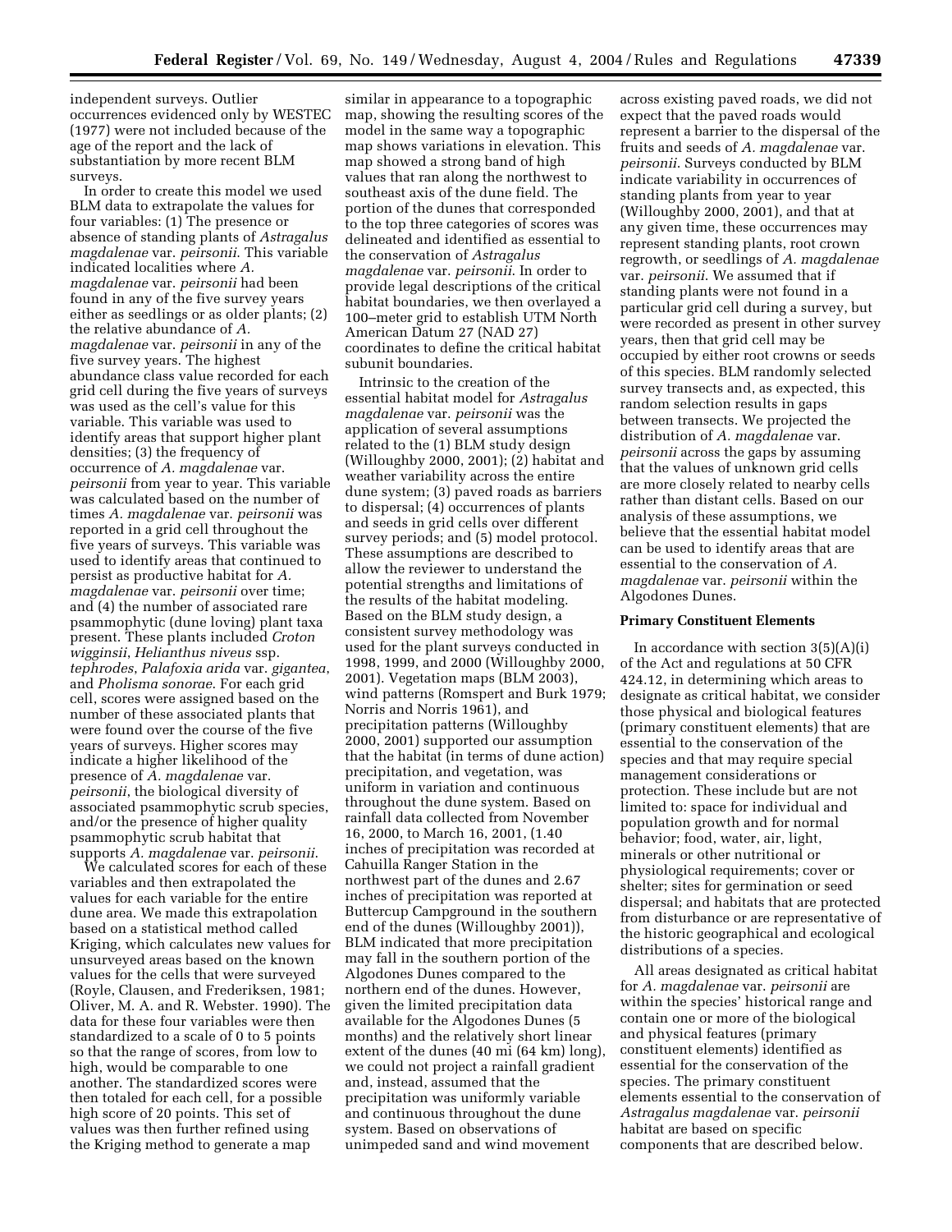independent surveys. Outlier occurrences evidenced only by WESTEC (1977) were not included because of the age of the report and the lack of substantiation by more recent BLM surveys.

In order to create this model we used BLM data to extrapolate the values for four variables: (1) The presence or absence of standing plants of *Astragalus magdalenae* var. *peirsonii*. This variable indicated localities where *A. magdalenae* var. *peirsonii* had been found in any of the five survey years either as seedlings or as older plants; (2) the relative abundance of *A. magdalenae* var. *peirsonii* in any of the five survey years. The highest abundance class value recorded for each grid cell during the five years of surveys was used as the cell's value for this variable. This variable was used to identify areas that support higher plant densities; (3) the frequency of occurrence of *A. magdalenae* var. *peirsonii* from year to year. This variable was calculated based on the number of times *A. magdalenae* var. *peirsonii* was reported in a grid cell throughout the five years of surveys. This variable was used to identify areas that continued to persist as productive habitat for *A. magdalenae* var. *peirsonii* over time; and (4) the number of associated rare psammophytic (dune loving) plant taxa present. These plants included *Croton wigginsii*, *Helianthus niveus* ssp. *tephrodes*, *Palafoxia arida* var. *gigantea*, and *Pholisma sonorae*. For each grid cell, scores were assigned based on the number of these associated plants that were found over the course of the five years of surveys. Higher scores may indicate a higher likelihood of the presence of *A. magdalenae* var. *peirsonii*, the biological diversity of associated psammophytic scrub species, and/or the presence of higher quality psammophytic scrub habitat that supports *A. magdalenae* var. *peirsonii*.

We calculated scores for each of these variables and then extrapolated the values for each variable for the entire dune area. We made this extrapolation based on a statistical method called Kriging, which calculates new values for unsurveyed areas based on the known values for the cells that were surveyed (Royle, Clausen, and Frederiksen, 1981; Oliver, M. A. and R. Webster. 1990). The data for these four variables were then standardized to a scale of 0 to 5 points so that the range of scores, from low to high, would be comparable to one another. The standardized scores were then totaled for each cell, for a possible high score of 20 points. This set of values was then further refined using the Kriging method to generate a map similar in appearance to a topographic map, showing the resulting scores of the model in the same way a topographic map shows variations in elevation. This map showed a strong band of high values that ran along the northwest to southeast axis of the dune field. The portion of the dunes that corresponded to the top three categories of scores was delineated and identified as essential to the conservation of *Astragalus magdalenae* var. *peirsonii*. In order to provide legal descriptions of the critical habitat boundaries, we then overlayed a 100–meter grid to establish UTM North American Datum 27 (NAD 27) coordinates to define the critical habitat subunit boundaries.

Intrinsic to the creation of the essential habitat model for *Astragalus magdalenae* var. *peirsonii* was the application of several assumptions related to the (1) BLM study design (Willoughby 2000, 2001); (2) habitat and weather variability across the entire dune system; (3) paved roads as barriers to dispersal; (4) occurrences of plants and seeds in grid cells over different survey periods; and (5) model protocol. These assumptions are described to allow the reviewer to understand the potential strengths and limitations of the results of the habitat modeling. Based on the BLM study design, a consistent survey methodology was used for the plant surveys conducted in 1998, 1999, and 2000 (Willoughby 2000, 2001). Vegetation maps (BLM 2003), wind patterns (Romspert and Burk 1979; Norris and Norris 1961), and precipitation patterns (Willoughby 2000, 2001) supported our assumption that the habitat (in terms of dune action) precipitation, and vegetation, was uniform in variation and continuous throughout the dune system. Based on rainfall data collected from November 16, 2000, to March 16, 2001, (1.40 inches of precipitation was recorded at Cahuilla Ranger Station in the northwest part of the dunes and 2.67 inches of precipitation was reported at Buttercup Campground in the southern end of the dunes (Willoughby 2001)), BLM indicated that more precipitation may fall in the southern portion of the Algodones Dunes compared to the northern end of the dunes. However, given the limited precipitation data available for the Algodones Dunes (5 months) and the relatively short linear extent of the dunes (40 mi (64 km) long), we could not project a rainfall gradient and, instead, assumed that the precipitation was uniformly variable and continuous throughout the dune system. Based on observations of unimpeded sand and wind movement across existing paved roads, we did not expect that the paved roads would represent a barrier to the dispersal of the fruits and seeds of *A. magdalenae* var. *peirsonii*. Surveys conducted by BLM indicate variability in occurrences of standing plants from year to year (Willoughby 2000, 2001), and that at any given time, these occurrences may represent standing plants, root crown regrowth, or seedlings of *A. magdalenae* var. *peirsonii*. We assumed that if standing plants were not found in a particular grid cell during a survey, but were recorded as present in other survey years, then that grid cell may be occupied by either root crowns or seeds of this species. BLM randomly selected survey transects and, as expected, this random selection results in gaps between transects. We projected the distribution of *A. magdalenae* var. *peirsonii* across the gaps by assuming that the values of unknown grid cells are more closely related to nearby cells rather than distant cells. Based on our analysis of these assumptions, we believe that the essential habitat model can be used to identify areas that are essential to the conservation of *A. magdalenae* var. *peirsonii* within the Algodones Dunes.

## Primary Constituent Elements

In accordance with section 3(5)(A)(i) of the Act and regulations at 50 CFR 424.12, in determining which areas to designate as critical habitat, we consider those physical and biological features (primary constituent elements) that are essential to the conservation of the species and that may require special management considerations or protection. These include but are not limited to: space for individual and population growth and for normal behavior; food, water, air, light, minerals or other nutritional or physiological requirements; cover or shelter; sites for germination or seed dispersal; and habitats that are protected from disturbance or are representative of the historic geographical and ecological distributions of a species.

All areas designated as critical habitat for *A. magdalenae* var. *peirsonii* are within the species' historical range and contain one or more of the biological and physical features (primary constituent elements) identified as essential for the conservation of the species. The primary constituent elements essential to the conservation of *Astragalus magdalenae* var. *peirsonii* habitat are based on specific components that are described below.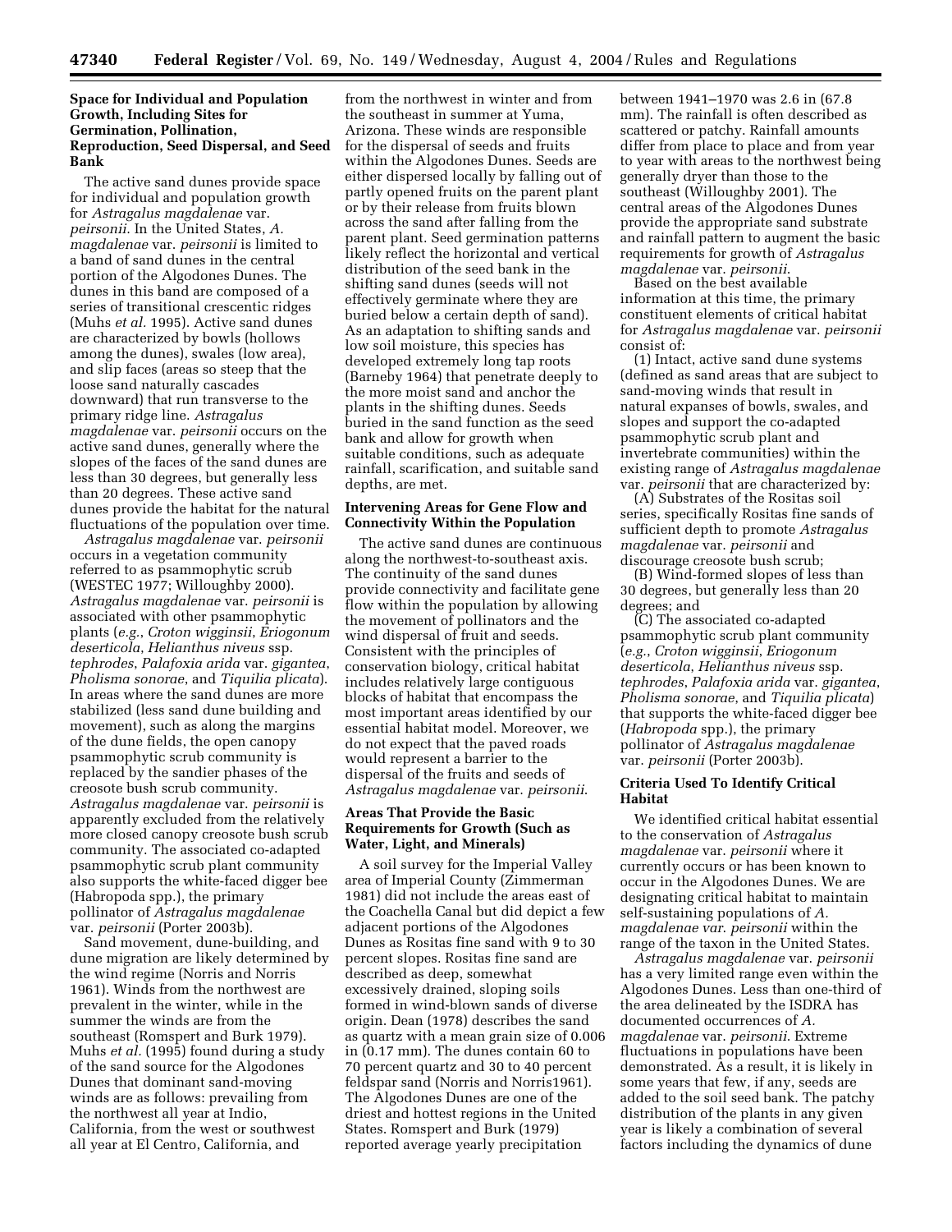### Space for Individual and Population Growth, Including Sites for Germination, Pollination, Reproduction, Seed Dispersal, and Seed Bank

The active sand dunes provide space for individual and population growth for *Astragalus magdalenae* var. *peirsonii*. In the United States, *A. magdalenae* var. *peirsonii* is limited to a band of sand dunes in the central portion of the Algodones Dunes. The dunes in this band are composed of a series of transitional crescentic ridges (Muhs *et al.* 1995). Active sand dunes are characterized by bowls (hollows among the dunes), swales (low area), and slip faces (areas so steep that the loose sand naturally cascades downward) that run transverse to the primary ridge line. *Astragalus magdalenae* var. *peirsonii* occurs on the active sand dunes, generally where the slopes of the faces of the sand dunes are less than 30 degrees, but generally less than 20 degrees. These active sand dunes provide the habitat for the natural fluctuations of the population over time.

*Astragalus magdalenae* var. *peirsonii* occurs in a vegetation community referred to as psammophytic scrub (WESTEC 1977; Willoughby 2000). *Astragalus magdalenae* var. *peirsonii* is associated with other psammophytic plants (*e.g.*, *Croton wigginsii*, *Eriogonum deserticola*, *Helianthus niveus* ssp. *tephrodes*, *Palafoxia arida* var. *gigantea*, *Pholisma sonorae*, and *Tiquilia plicata*). In areas where the sand dunes are more stabilized (less sand dune building and movement), such as along the margins of the dune fields, the open canopy psammophytic scrub community is replaced by the sandier phases of the creosote bush scrub community. *Astragalus magdalenae* var. *peirsonii* is apparently excluded from the relatively more closed canopy creosote bush scrub community. The associated co-adapted psammophytic scrub plant community also supports the white-faced digger bee (Habropoda spp.), the primary pollinator of *Astragalus magdalenae* var. *peirsonii* (Porter 2003b).

Sand movement, dune-building, and dune migration are likely determined by the wind regime (Norris and Norris 1961). Winds from the northwest are prevalent in the winter, while in the summer the winds are from the southeast (Romspert and Burk 1979). Muhs *et al.* (1995) found during a study of the sand source for the Algodones Dunes that dominant sand-moving winds are as follows: prevailing from the northwest all year at Indio, California, from the west or southwest all year at El Centro, California, and from the northwest in winter and from the southeast in summer at Yuma, Arizona. These winds are responsible for the dispersal of seeds and fruits within the Algodones Dunes. Seeds are either dispersed locally by falling out of partly opened fruits on the parent plant or by their release from fruits blown across the sand after falling from the parent plant. Seed germination patterns likely reflect the horizontal and vertical distribution of the seed bank in the shifting sand dunes (seeds will not effectively germinate where they are buried below a certain depth of sand). As an adaptation to shifting sands and low soil moisture, this species has developed extremely long tap roots (Barneby 1964) that penetrate deeply to the more moist sand and anchor the plants in the shifting dunes. Seeds buried in the sand function as the seed bank and allow for growth when suitable conditions, such as adequate rainfall, scarification, and suitable sand depths, are met.

### Intervening Areas for Gene Flow and Connectivity Within the Population

The active sand dunes are continuous along the northwest-to-southeast axis. The continuity of the sand dunes provide connectivity and facilitate gene flow within the population by allowing the movement of pollinators and the wind dispersal of fruit and seeds. Consistent with the principles of conservation biology, critical habitat includes relatively large contiguous blocks of habitat that encompass the most important areas identified by our essential habitat model. Moreover, we do not expect that the paved roads would represent a barrier to the dispersal of the fruits and seeds of *Astragalus magdalenae* var. *peirsonii*.

### Areas That Provide the Basic Requirements for Growth (Such as Water, Light, and Minerals)

A soil survey for the Imperial Valley area of Imperial County (Zimmerman 1981) did not include the areas east of the Coachella Canal but did depict a few adjacent portions of the Algodones Dunes as Rositas fine sand with 9 to 30 percent slopes. Rositas fine sand are described as deep, somewhat excessively drained, sloping soils formed in wind-blown sands of diverse origin. Dean (1978) describes the sand as quartz with a mean grain size of 0.006 in (0.17 mm). The dunes contain 60 to 70 percent quartz and 30 to 40 percent feldspar sand (Norris and Norris1961). The Algodones Dunes are one of the driest and hottest regions in the United States. Romspert and Burk (1979) reported average yearly precipitation between 1941–1970 was 2.6 in (67.8 mm). The rainfall is often described as scattered or patchy. Rainfall amounts differ from place to place and from year to year with areas to the northwest being generally dryer than those to the southeast (Willoughby 2001). The central areas of the Algodones Dunes provide the appropriate sand substrate and rainfall pattern to augment the basic requirements for growth of *Astragalus magdalenae* var. *peirsonii*.

Based on the best available information at this time, the primary constituent elements of critical habitat for *Astragalus magdalenae* var. *peirsonii* consist of:

(1) Intact, active sand dune systems (defined as sand areas that are subject to sand-moving winds that result in natural expanses of bowls, swales, and slopes and support the co-adapted psammophytic scrub plant and invertebrate communities) within the existing range of *Astragalus magdalenae* var. *peirsonii* that are characterized by:

(A) Substrates of the Rositas soil series, specifically Rositas fine sands of sufficient depth to promote *Astragalus magdalenae* var. *peirsonii* and discourage creosote bush scrub;

(B) Wind-formed slopes of less than 30 degrees, but generally less than 20 degrees; and

(C) The associated co-adapted psammophytic scrub plant community (*e.g.*, *Croton wigginsii*, *Eriogonum deserticola*, *Helianthus niveus* ssp. *tephrodes*, *Palafoxia arida* var. *gigantea*, *Pholisma sonorae*, and *Tiquilia plicata*) that supports the white-faced digger bee (*Habropoda* spp.), the primary pollinator of *Astragalus magdalenae* var. *peirsonii* (Porter 2003b).

### Criteria Used To Identify Critical Habitat

We identified critical habitat essential to the conservation of *Astragalus magdalenae* var. *peirsonii* where it currently occurs or has been known to occur in the Algodones Dunes. We are designating critical habitat to maintain self-sustaining populations of *A. magdalenae var. peirsonii* within the range of the taxon in the United States.

*Astragalus magdalenae* var. *peirsonii* has a very limited range even within the Algodones Dunes. Less than one-third of the area delineated by the ISDRA has documented occurrences of *A. magdalenae* var. *peirsonii*. Extreme fluctuations in populations have been demonstrated. As a result, it is likely in some years that few, if any, seeds are added to the soil seed bank. The patchy distribution of the plants in any given year is likely a combination of several factors including the dynamics of dune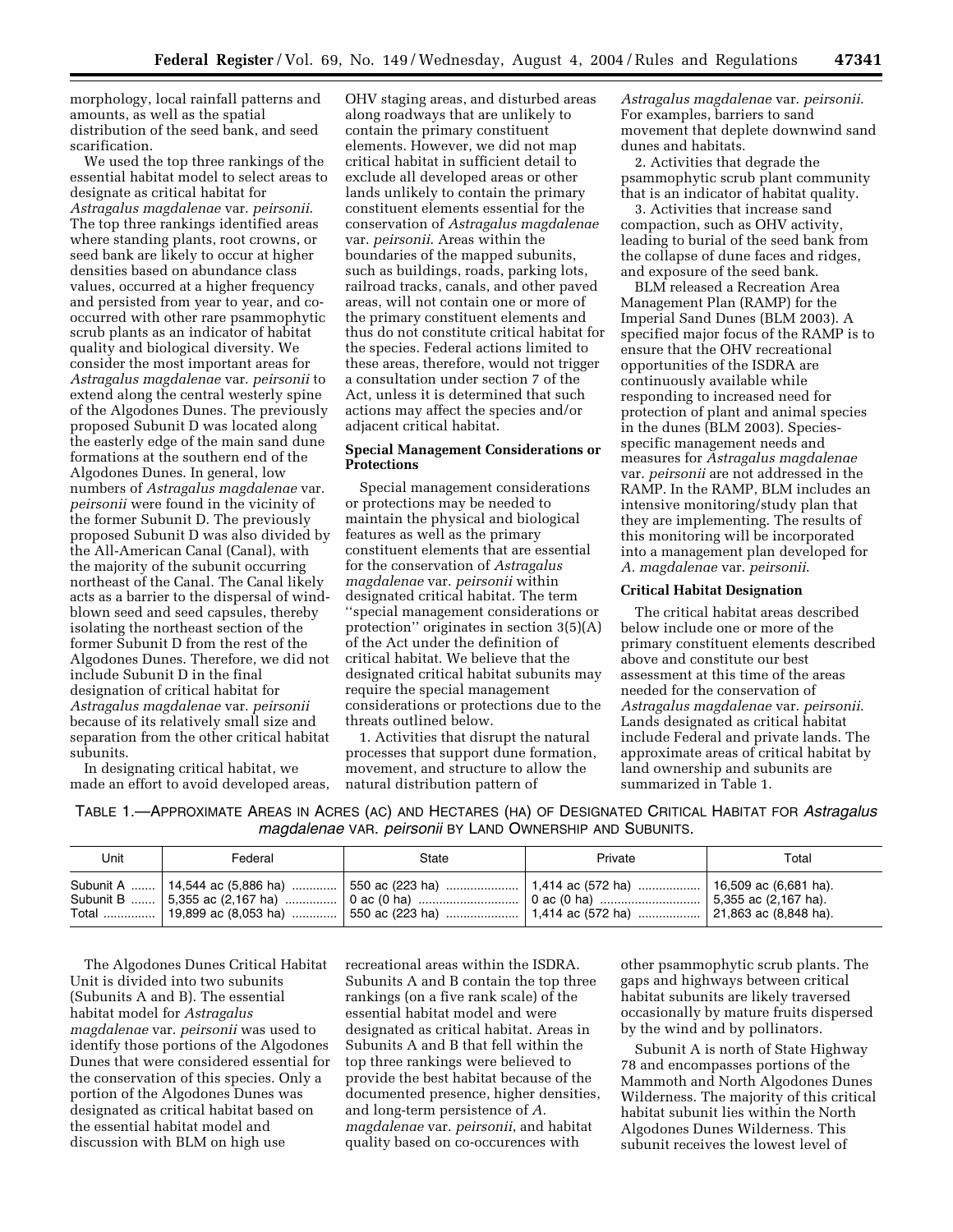morphology, local rainfall patterns and amounts, as well as the spatial distribution of the seed bank, and seed scarification.

We used the top three rankings of the essential habitat model to select areas to designate as critical habitat for *Astragalus magdalenae* var. *peirsonii*. The top three rankings identified areas where standing plants, root crowns, or seed bank are likely to occur at higher densities based on abundance class values, occurred at a higher frequency and persisted from year to year, and co-occurred with other rare psammophytic scrub plants as an indicator of habitat quality and biological diversity. We consider the most important areas for *Astragalus magdalenae* var. *peirsonii* to extend along the central westerly spine of the Algodones Dunes. The previously proposed Subunit D was located along the easterly edge of the main sand dune formations at the southern end of the Algodones Dunes. In general, low numbers of *Astragalus magdalenae* var. *peirsonii* were found in the vicinity of the former Subunit D. The previously proposed Subunit D was also divided by the All-American Canal (Canal), with the majority of the subunit occurring northeast of the Canal. The Canal likely acts as a barrier to the dispersal of wind-blown seed and seed capsules, thereby isolating the northeast section of the former Subunit D from the rest of the Algodones Dunes. Therefore, we did not include Subunit D in the final designation of critical habitat for *Astragalus magdalenae* var. *peirsonii* because of its relatively small size and separation from the other critical habitat subunits.

In designating critical habitat, we made an effort to avoid developed areas, OHV staging areas, and disturbed areas along roadways that are unlikely to contain the primary constituent elements. However, we did not map critical habitat in sufficient detail to exclude all developed areas or other lands unlikely to contain the primary constituent elements essential for the conservation of *Astragalus magdalenae* var. *peirsonii*. Areas within the boundaries of the mapped subunits, such as buildings, roads, parking lots, railroad tracks, canals, and other paved areas, will not contain one or more of the primary constituent elements and thus do not constitute critical habitat for the species. Federal actions limited to these areas, therefore, would not trigger a consultation under section 7 of the Act, unless it is determined that such actions may affect the species and/or adjacent critical habitat.

**Special Management Considerations or Protections**

Special management considerations or protections may be needed to maintain the physical and biological features as well as the primary constituent elements that are essential for the conservation of *Astragalus magdalenae* var. *peirsonii* within designated critical habitat. The term ''special management considerations or protection'' originates in section 3(5)(A) of the Act under the definition of critical habitat. We believe that the designated critical habitat subunits may require the special management considerations or protections due to the threats outlined below.

1. Activities that disrupt the natural processes that support dune formation, movement, and structure to allow the natural distribution pattern of *Astragalus magdalenae* var. *peirsonii*. For examples, barriers to sand movement that deplete downwind sand dunes and habitats.

2. Activities that degrade the psammophytic scrub plant community that is an indicator of habitat quality.

3. Activities that increase sand compaction, such as OHV activity, leading to burial of the seed bank from the collapse of dune faces and ridges, and exposure of the seed bank.

BLM released a Recreation Area Management Plan (RAMP) for the Imperial Sand Dunes (BLM 2003). A specified major focus of the RAMP is to ensure that the OHV recreational opportunities of the ISDRA are continuously available while responding to increased need for protection of plant and animal species in the dunes (BLM 2003). Species-specific management needs and measures for *Astragalus magdalenae* var. *peirsonii* are not addressed in the RAMP. In the RAMP, BLM includes an intensive monitoring/study plan that they are implementing. The results of this monitoring will be incorporated into a management plan developed for *A. magdalenae* var. *peirsonii*.

**Critical Habitat Designation**

The critical habitat areas described below include one or more of the primary constituent elements described above and constitute our best assessment at this time of the areas needed for the conservation of *Astragalus magdalenae* var. *peirsonii*. Lands designated as critical habitat include Federal and private lands. The approximate areas of critical habitat by land ownership and subunits are summarized in Table 1.

TABLE 1.—APPROXIMATE AREAS IN ACRES (AC) AND HECTARES (HA) OF DESIGNATED CRITICAL HABITAT FOR *Astragalus magdalenae* VAR. *peirsonii* BY LAND OWNERSHIP AND SUBUNITS.

| Unit | Federal | State | Private | Total |
|---|---|---|---|---|
| Subunit A | 14,544 ac (5,886 ha) | 550 ac (223 ha) | 1,414 ac (572 ha) | 16,509 ac (6,681 ha). |
| Subunit B | 5,355 ac (2,167 ha) | 0 ac (0 ha) | 0 ac (0 ha) | 5,355 ac (2,167 ha). |
| Total | 19,899 ac (8,053 ha) | 550 ac (223 ha) | 1,414 ac (572 ha) | 21,863 ac (8,848 ha). |

The Algodones Dunes Critical Habitat Unit is divided into two subunits (Subunits A and B). The essential habitat model for *Astragalus magdalenae* var. *peirsonii* was used to identify those portions of the Algodones Dunes that were considered essential for the conservation of this species. Only a portion of the Algodones Dunes was designated as critical habitat based on the essential habitat model and discussion with BLM on high use recreational areas within the ISDRA. Subunits A and B contain the top three rankings (on a five rank scale) of the essential habitat model and were designated as critical habitat. Areas in Subunits A and B that fell within the top three rankings were believed to provide the best habitat because of the documented presence, higher densities, and long-term persistence of *A. magdalenae* var. *peirsonii*, and habitat quality based on co-occurences with other psammophytic scrub plants. The gaps and highways between critical habitat subunits are likely traversed occasionally by mature fruits dispersed by the wind and by pollinators.

Subunit A is north of State Highway 78 and encompasses portions of the Mammoth and North Algodones Dunes Wilderness. The majority of this critical habitat subunit lies within the North Algodones Dunes Wilderness. This subunit receives the lowest level of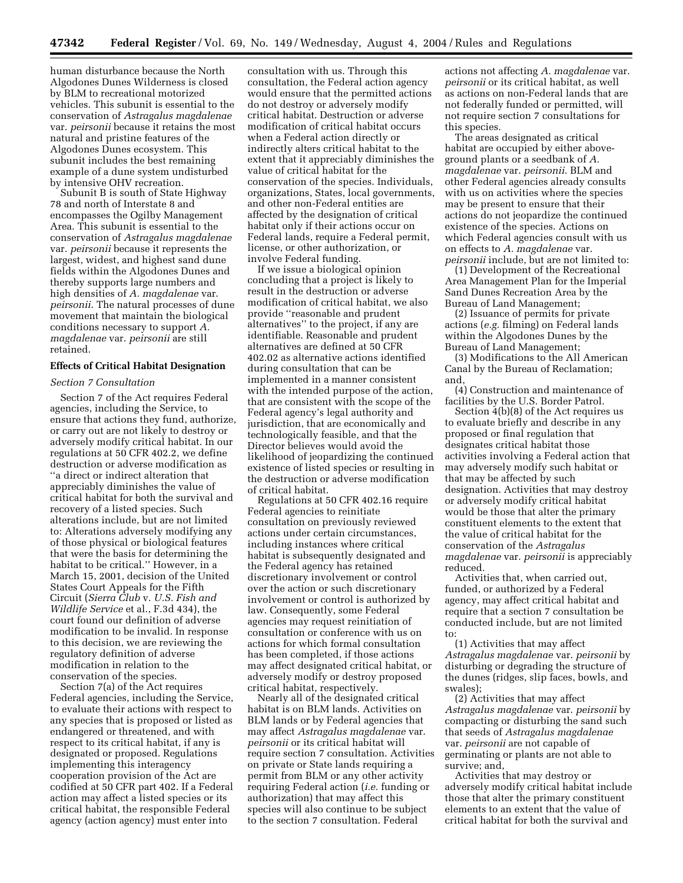human disturbance because the North Algodones Dunes Wilderness is closed by BLM to recreational motorized vehicles. This subunit is essential to the conservation of *Astragalus magdalenae* var. *peirsonii* because it retains the most natural and pristine features of the Algodones Dunes ecosystem. This subunit includes the best remaining example of a dune system undisturbed by intensive OHV recreation.

Subunit B is south of State Highway 78 and north of Interstate 8 and encompasses the Ogilby Management Area. This subunit is essential to the conservation of *Astragalus magdalenae* var. *peirsonii* because it represents the largest, widest, and highest sand dune fields within the Algodones Dunes and thereby supports large numbers and high densities of *A. magdalenae* var. *peirsonii*. The natural processes of dune movement that maintain the biological conditions necessary to support *A. magdalenae* var. *peirsonii* are still retained.

## Effects of Critical Habitat Designation

### *Section 7 Consultation*

Section 7 of the Act requires Federal agencies, including the Service, to ensure that actions they fund, authorize, or carry out are not likely to destroy or adversely modify critical habitat. In our regulations at 50 CFR 402.2, we define destruction or adverse modification as "a direct or indirect alteration that appreciably diminishes the value of critical habitat for both the survival and recovery of a listed species. Such alterations include, but are not limited to: Alterations adversely modifying any of those physical or biological features that were the basis for determining the habitat to be critical." However, in a March 15, 2001, decision of the United States Court Appeals for the Fifth Circuit (*Sierra Club* v. *U.S. Fish and Wildlife Service* et al., F.3d 434), the court found our definition of adverse modification to be invalid. In response to this decision, we are reviewing the regulatory definition of adverse modification in relation to the conservation of the species.

Section 7(a) of the Act requires Federal agencies, including the Service, to evaluate their actions with respect to any species that is proposed or listed as endangered or threatened, and with respect to its critical habitat, if any is designated or proposed. Regulations implementing this interagency cooperation provision of the Act are codified at 50 CFR part 402. If a Federal action may affect a listed species or its critical habitat, the responsible Federal agency (action agency) must enter into consultation with us. Through this consultation, the Federal action agency would ensure that the permitted actions do not destroy or adversely modify critical habitat. Destruction or adverse modification of critical habitat occurs when a Federal action directly or indirectly alters critical habitat to the extent that it appreciably diminishes the value of critical habitat for the conservation of the species. Individuals, organizations, States, local governments, and other non-Federal entities are affected by the designation of critical habitat only if their actions occur on Federal lands, require a Federal permit, license, or other authorization, or involve Federal funding.

If we issue a biological opinion concluding that a project is likely to result in the destruction or adverse modification of critical habitat, we also provide "reasonable and prudent alternatives" to the project, if any are identifiable. Reasonable and prudent alternatives are defined at 50 CFR 402.02 as alternative actions identified during consultation that can be implemented in a manner consistent with the intended purpose of the action, that are consistent with the scope of the Federal agency's legal authority and jurisdiction, that are economically and technologically feasible, and that the Director believes would avoid the likelihood of jeopardizing the continued existence of listed species or resulting in the destruction or adverse modification of critical habitat.

Regulations at 50 CFR 402.16 require Federal agencies to reinitiate consultation on previously reviewed actions under certain circumstances, including instances where critical habitat is subsequently designated and the Federal agency has retained discretionary involvement or control over the action or such discretionary involvement or control is authorized by law. Consequently, some Federal agencies may request reinitiation of consultation or conference with us on actions for which formal consultation has been completed, if those actions may affect designated critical habitat, or adversely modify or destroy proposed critical habitat, respectively.

Nearly all of the designated critical habitat is on BLM lands. Activities on BLM lands or by Federal agencies that may affect *Astragalus magdalenae* var. *peirsonii* or its critical habitat will require section 7 consultation. Activities on private or State lands requiring a permit from BLM or any other activity requiring Federal action (*i.e.* funding or authorization) that may affect this species will also continue to be subject to the section 7 consultation. Federal actions not affecting *A. magdalenae* var. *peirsonii* or its critical habitat, as well as actions on non-Federal lands that are not federally funded or permitted, will not require section 7 consultations for this species.

The areas designated as critical habitat are occupied by either above-ground plants or a seedbank of *A. magdalenae* var. *peirsonii*. BLM and other Federal agencies already consults with us on activities where the species may be present to ensure that their actions do not jeopardize the continued existence of the species. Actions on which Federal agencies consult with us on effects to *A. magdalenae* var. *peirsonii* include, but are not limited to:

(1) Development of the Recreational Area Management Plan for the Imperial Sand Dunes Recreation Area by the Bureau of Land Management;

(2) Issuance of permits for private actions (*e.g.* filming) on Federal lands within the Algodones Dunes by the Bureau of Land Management;

(3) Modifications to the All American Canal by the Bureau of Reclamation; and,

(4) Construction and maintenance of facilities by the U.S. Border Patrol.

Section 4(b)(8) of the Act requires us to evaluate briefly and describe in any proposed or final regulation that designates critical habitat those activities involving a Federal action that may adversely modify such habitat or that may be affected by such designation. Activities that may destroy or adversely modify critical habitat would be those that alter the primary constituent elements to the extent that the value of critical habitat for the conservation of the *Astragalus magdalenae* var. *peirsonii* is appreciably reduced.

Activities that, when carried out, funded, or authorized by a Federal agency, may affect critical habitat and require that a section 7 consultation be conducted include, but are not limited to:

(1) Activities that may affect *Astragalus magdalenae* var. *peirsonii* by disturbing or degrading the structure of the dunes (ridges, slip faces, bowls, and swales);

(2) Activities that may affect *Astragalus magdalenae* var. *peirsonii* by compacting or disturbing the sand such that seeds of *Astragalus magdalenae* var. *peirsonii* are not capable of germinating or plants are not able to survive; and,

Activities that may destroy or adversely modify critical habitat include those that alter the primary constituent elements to an extent that the value of critical habitat for both the survival and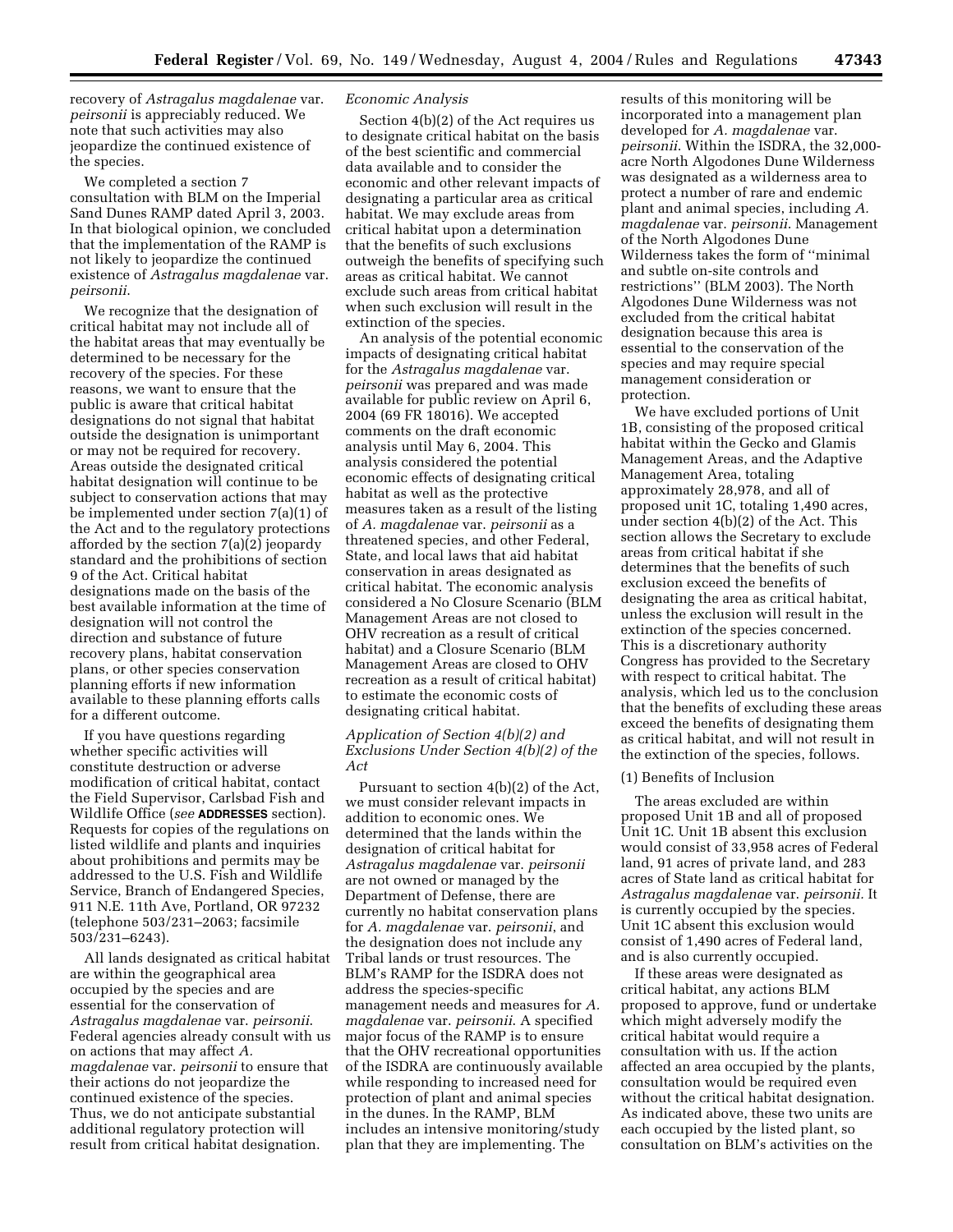recovery of *Astragalus magdalenae* var. *peirsonii* is appreciably reduced. We note that such activities may also jeopardize the continued existence of the species.

We completed a section 7 consultation with BLM on the Imperial Sand Dunes RAMP dated April 3, 2003. In that biological opinion, we concluded that the implementation of the RAMP is not likely to jeopardize the continued existence of *Astragalus magdalenae* var. *peirsonii*.

We recognize that the designation of critical habitat may not include all of the habitat areas that may eventually be determined to be necessary for the recovery of the species. For these reasons, we want to ensure that the public is aware that critical habitat designations do not signal that habitat outside the designation is unimportant or may not be required for recovery. Areas outside the designated critical habitat designation will continue to be subject to conservation actions that may be implemented under section 7(a)(1) of the Act and to the regulatory protections afforded by the section 7(a)(2) jeopardy standard and the prohibitions of section 9 of the Act. Critical habitat designations made on the basis of the best available information at the time of designation will not control the direction and substance of future recovery plans, habitat conservation plans, or other species conservation planning efforts if new information available to these planning efforts calls for a different outcome.

If you have questions regarding whether specific activities will constitute destruction or adverse modification of critical habitat, contact the Field Supervisor, Carlsbad Fish and Wildlife Office (*see* **ADDRESSES** section). Requests for copies of the regulations on listed wildlife and plants and inquiries about prohibitions and permits may be addressed to the U.S. Fish and Wildlife Service, Branch of Endangered Species, 911 N.E. 11th Ave, Portland, OR 97232 (telephone 503/231–2063; facsimile 503/231–6243).

All lands designated as critical habitat are within the geographical area occupied by the species and are essential for the conservation of *Astragalus magdalenae* var. *peirsonii*. Federal agencies already consult with us on actions that may affect *A. magdalenae* var. *peirsonii* to ensure that their actions do not jeopardize the continued existence of the species. Thus, we do not anticipate substantial additional regulatory protection will result from critical habitat designation.

*Economic Analysis*

Section 4(b)(2) of the Act requires us to designate critical habitat on the basis of the best scientific and commercial data available and to consider the economic and other relevant impacts of designating a particular area as critical habitat. We may exclude areas from critical habitat upon a determination that the benefits of such exclusions outweigh the benefits of specifying such areas as critical habitat. We cannot exclude such areas from critical habitat when such exclusion will result in the extinction of the species.

An analysis of the potential economic impacts of designating critical habitat for the *Astragalus magdalenae* var. *peirsonii* was prepared and was made available for public review on April 6, 2004 (69 FR 18016). We accepted comments on the draft economic analysis until May 6, 2004. This analysis considered the potential economic effects of designating critical habitat as well as the protective measures taken as a result of the listing of *A. magdalenae* var. *peirsonii* as a threatened species, and other Federal, State, and local laws that aid habitat conservation in areas designated as critical habitat. The economic analysis considered a No Closure Scenario (BLM Management Areas are not closed to OHV recreation as a result of critical habitat) and a Closure Scenario (BLM Management Areas are closed to OHV recreation as a result of critical habitat) to estimate the economic costs of designating critical habitat.

*Application of Section 4(b)(2) and Exclusions Under Section 4(b)(2) of the Act*

Pursuant to section 4(b)(2) of the Act, we must consider relevant impacts in addition to economic ones. We determined that the lands within the designation of critical habitat for *Astragalus magdalenae* var. *peirsonii* are not owned or managed by the Department of Defense, there are currently no habitat conservation plans for *A. magdalenae* var. *peirsonii*, and the designation does not include any Tribal lands or trust resources. The BLM's RAMP for the ISDRA does not address the species-specific management needs and measures for *A. magdalenae* var. *peirsonii*. A specified major focus of the RAMP is to ensure that the OHV recreational opportunities of the ISDRA are continuously available while responding to increased need for protection of plant and animal species in the dunes. In the RAMP, BLM includes an intensive monitoring/study plan that they are implementing. The results of this monitoring will be incorporated into a management plan developed for *A. magdalenae* var. *peirsonii*. Within the ISDRA, the 32,000-acre North Algodones Dune Wilderness was designated as a wilderness area to protect a number of rare and endemic plant and animal species, including *A. magdalenae* var. *peirsonii*. Management of the North Algodones Dune Wilderness takes the form of "minimal and subtle on-site controls and restrictions" (BLM 2003). The North Algodones Dune Wilderness was not excluded from the critical habitat designation because this area is essential to the conservation of the species and may require special management consideration or protection.

We have excluded portions of Unit 1B, consisting of the proposed critical habitat within the Gecko and Glamis Management Areas, and the Adaptive Management Area, totaling approximately 28,978, and all of proposed unit 1C, totaling 1,490 acres, under section 4(b)(2) of the Act. This section allows the Secretary to exclude areas from critical habitat if she determines that the benefits of such exclusion exceed the benefits of designating the area as critical habitat, unless the exclusion will result in the extinction of the species concerned. This is a discretionary authority Congress has provided to the Secretary with respect to critical habitat. The analysis, which led us to the conclusion that the benefits of excluding these areas exceed the benefits of designating them as critical habitat, and will not result in the extinction of the species, follows.

(1) Benefits of Inclusion

The areas excluded are within proposed Unit 1B and all of proposed Unit 1C. Unit 1B absent this exclusion would consist of 33,958 acres of Federal land, 91 acres of private land, and 283 acres of State land as critical habitat for *Astragalus magdalenae* var. *peirsonii*. It is currently occupied by the species. Unit 1C absent this exclusion would consist of 1,490 acres of Federal land, and is also currently occupied.

If these areas were designated as critical habitat, any actions BLM proposed to approve, fund or undertake which might adversely modify the critical habitat would require a consultation with us. If the action affected an area occupied by the plants, consultation would be required even without the critical habitat designation. As indicated above, these two units are each occupied by the listed plant, so consultation on BLM's activities on the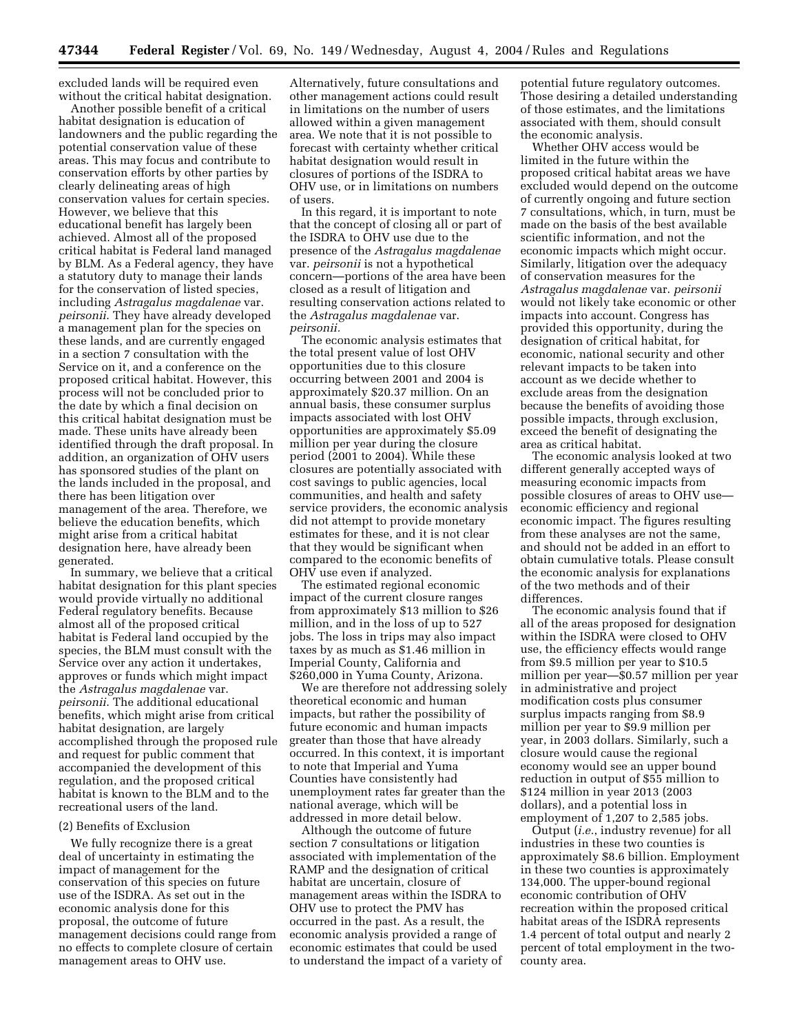excluded lands will be required even without the critical habitat designation.

Another possible benefit of a critical habitat designation is education of landowners and the public regarding the potential conservation value of these areas. This may focus and contribute to conservation efforts by other parties by clearly delineating areas of high conservation values for certain species. However, we believe that this educational benefit has largely been achieved. Almost all of the proposed critical habitat is Federal land managed by BLM. As a Federal agency, they have a statutory duty to manage their lands for the conservation of listed species, including *Astragalus magdalenae* var. *peirsonii*. They have already developed a management plan for the species on these lands, and are currently engaged in a section 7 consultation with the Service on it, and a conference on the proposed critical habitat. However, this process will not be concluded prior to the date by which a final decision on this critical habitat designation must be made. These units have already been identified through the draft proposal. In addition, an organization of OHV users has sponsored studies of the plant on the lands included in the proposal, and there has been litigation over management of the area. Therefore, we believe the education benefits, which might arise from a critical habitat designation here, have already been generated.

In summary, we believe that a critical habitat designation for this plant species would provide virtually no additional Federal regulatory benefits. Because almost all of the proposed critical habitat is Federal land occupied by the species, the BLM must consult with the Service over any action it undertakes, approves or funds which might impact the *Astragalus magdalenae* var. *peirsonii*. The additional educational benefits, which might arise from critical habitat designation, are largely accomplished through the proposed rule and request for public comment that accompanied the development of this regulation, and the proposed critical habitat is known to the BLM and to the recreational users of the land.

(2) Benefits of Exclusion

We fully recognize there is a great deal of uncertainty in estimating the impact of management for the conservation of this species on future use of the ISDRA. As set out in the economic analysis done for this proposal, the outcome of future management decisions could range from no effects to complete closure of certain management areas to OHV use. Alternatively, future consultations and other management actions could result in limitations on the number of users allowed within a given management area. We note that it is not possible to forecast with certainty whether critical habitat designation would result in closures of portions of the ISDRA to OHV use, or in limitations on numbers of users.

In this regard, it is important to note that the concept of closing all or part of the ISDRA to OHV use due to the presence of the *Astragalus magdalenae* var. *peirsonii* is not a hypothetical concern—portions of the area have been closed as a result of litigation and resulting conservation actions related to the *Astragalus magdalenae* var. *peirsonii.*

The economic analysis estimates that the total present value of lost OHV opportunities due to this closure occurring between 2001 and 2004 is approximately $20.37 million. On an annual basis, these consumer surplus impacts associated with lost OHV opportunities are approximately $5.09 million per year during the closure period (2001 to 2004). While these closures are potentially associated with cost savings to public agencies, local communities, and health and safety service providers, the economic analysis did not attempt to provide monetary estimates for these, and it is not clear that they would be significant when compared to the economic benefits of OHV use even if analyzed.

The estimated regional economic impact of the current closure ranges from approximately $13 million to $26 million, and in the loss of up to 527 jobs. The loss in trips may also impact taxes by as much as $1.46 million in Imperial County, California and $260,000 in Yuma County, Arizona.

We are therefore not addressing solely theoretical economic and human impacts, but rather the possibility of future economic and human impacts greater than those that have already occurred. In this context, it is important to note that Imperial and Yuma Counties have consistently had unemployment rates far greater than the national average, which will be addressed in more detail below.

Although the outcome of future section 7 consultations or litigation associated with implementation of the RAMP and the designation of critical habitat are uncertain, closure of management areas within the ISDRA to OHV use to protect the PMV has occurred in the past. As a result, the economic analysis provided a range of economic estimates that could be used to understand the impact of a variety of potential future regulatory outcomes. Those desiring a detailed understanding of those estimates, and the limitations associated with them, should consult the economic analysis.

Whether OHV access would be limited in the future within the proposed critical habitat areas we have excluded would depend on the outcome of currently ongoing and future section 7 consultations, which, in turn, must be made on the basis of the best available scientific information, and not the economic impacts which might occur. Similarly, litigation over the adequacy of conservation measures for the *Astragalus magdalenae* var. *peirsonii* would not likely take economic or other impacts into account. Congress has provided this opportunity, during the designation of critical habitat, for economic, national security and other relevant impacts to be taken into account as we decide whether to exclude areas from the designation because the benefits of avoiding those possible impacts, through exclusion, exceed the benefit of designating the area as critical habitat.

The economic analysis looked at two different generally accepted ways of measuring economic impacts from possible closures of areas to OHV use—economic efficiency and regional economic impact. The figures resulting from these analyses are not the same, and should not be added in an effort to obtain cumulative totals. Please consult the economic analysis for explanations of the two methods and of their differences.

The economic analysis found that if all of the areas proposed for designation within the ISDRA were closed to OHV use, the efficiency effects would range from $9.5 million per year to $10.5 million per year—$0.57 million per year in administrative and project modification costs plus consumer surplus impacts ranging from $8.9 million per year to $9.9 million per year, in 2003 dollars. Similarly, such a closure would cause the regional economy would see an upper bound reduction in output of $55 million to $124 million in year 2013 (2003 dollars), and a potential loss in employment of 1,207 to 2,585 jobs.

Output (*i.e.*, industry revenue) for all industries in these two counties is approximately $8.6 billion. Employment in these two counties is approximately 134,000. The upper-bound regional economic contribution of OHV recreation within the proposed critical habitat areas of the ISDRA represents 1.4 percent of total output and nearly 2 percent of total employment in the two-county area.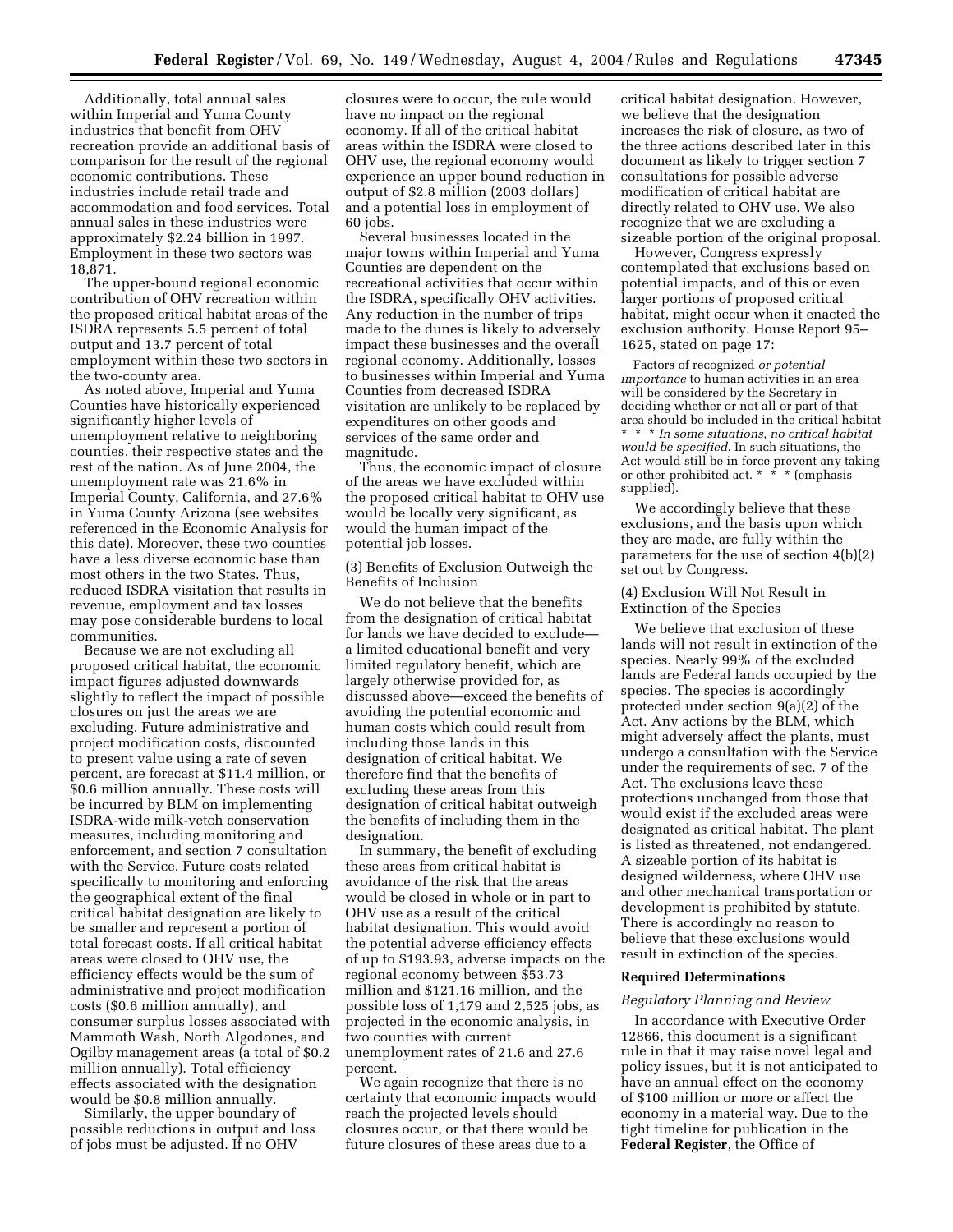Additionally, total annual sales within Imperial and Yuma County industries that benefit from OHV recreation provide an additional basis of comparison for the result of the regional economic contributions. These industries include retail trade and accommodation and food services. Total annual sales in these industries were approximately $2.24 billion in 1997. Employment in these two sectors was 18,871.

The upper-bound regional economic contribution of OHV recreation within the proposed critical habitat areas of the ISDRA represents 5.5 percent of total output and 13.7 percent of total employment within these two sectors in the two-county area.

As noted above, Imperial and Yuma Counties have historically experienced significantly higher levels of unemployment relative to neighboring counties, their respective states and the rest of the nation. As of June 2004, the unemployment rate was 21.6% in Imperial County, California, and 27.6% in Yuma County Arizona (see websites referenced in the Economic Analysis for this date). Moreover, these two counties have a less diverse economic base than most others in the two States. Thus, reduced ISDRA visitation that results in revenue, employment and tax losses may pose considerable burdens to local communities.

Because we are not excluding all proposed critical habitat, the economic impact figures adjusted downwards slightly to reflect the impact of possible closures on just the areas we are excluding. Future administrative and project modification costs, discounted to present value using a rate of seven percent, are forecast at $11.4 million, or $0.6 million annually. These costs will be incurred by BLM on implementing ISDRA-wide milk-vetch conservation measures, including monitoring and enforcement, and section 7 consultation with the Service. Future costs related specifically to monitoring and enforcing the geographical extent of the final critical habitat designation are likely to be smaller and represent a portion of total forecast costs. If all critical habitat areas were closed to OHV use, the efficiency effects would be the sum of administrative and project modification costs ($0.6 million annually), and consumer surplus losses associated with Mammoth Wash, North Algodones, and Ogilby management areas (a total of $0.2 million annually). Total efficiency effects associated with the designation would be $0.8 million annually.

Similarly, the upper boundary of possible reductions in output and loss of jobs must be adjusted. If no OHV closures were to occur, the rule would have no impact on the regional economy. If all of the critical habitat areas within the ISDRA were closed to OHV use, the regional economy would experience an upper bound reduction in output of $2.8 million (2003 dollars) and a potential loss in employment of 60 jobs.

Several businesses located in the major towns within Imperial and Yuma Counties are dependent on the recreational activities that occur within the ISDRA, specifically OHV activities. Any reduction in the number of trips made to the dunes is likely to adversely impact these businesses and the overall regional economy. Additionally, losses to businesses within Imperial and Yuma Counties from decreased ISDRA visitation are unlikely to be replaced by expenditures on other goods and services of the same order and magnitude.

Thus, the economic impact of closure of the areas we have excluded within the proposed critical habitat to OHV use would be locally very significant, as would the human impact of the potential job losses.

(3) Benefits of Exclusion Outweigh the Benefits of Inclusion

We do not believe that the benefits from the designation of critical habitat for lands we have decided to exclude—a limited educational benefit and very limited regulatory benefit, which are largely otherwise provided for, as discussed above—exceed the benefits of avoiding the potential economic and human costs which could result from including those lands in this designation of critical habitat. We therefore find that the benefits of excluding these areas from this designation of critical habitat outweigh the benefits of including them in the designation.

In summary, the benefit of excluding these areas from critical habitat is avoidance of the risk that the areas would be closed in whole or in part to OHV use as a result of the critical habitat designation. This would avoid the potential adverse efficiency effects of up to $193.93, adverse impacts on the regional economy between $53.73 million and $121.16 million, and the possible loss of 1,179 and 2,525 jobs, as projected in the economic analysis, in two counties with current unemployment rates of 21.6 and 27.6 percent.

We again recognize that there is no certainty that economic impacts would reach the projected levels should closures occur, or that there would be future closures of these areas due to a critical habitat designation. However, we believe that the designation increases the risk of closure, as two of the three actions described later in this document as likely to trigger section 7 consultations for possible adverse modification of critical habitat are directly related to OHV use. We also recognize that we are excluding a sizeable portion of the original proposal.

However, Congress expressly contemplated that exclusions based on potential impacts, and of this or even larger portions of proposed critical habitat, might occur when it enacted the exclusion authority. House Report 95–1625, stated on page 17:

> Factors of recognized *or potential importance* to human activities in an area will be considered by the Secretary in deciding whether or not all or part of that area should be included in the critical habitat * * * *In some situations, no critical habitat would be specified*. In such situations, the Act would still be in force prevent any taking or other prohibited act. * * * (emphasis supplied).

We accordingly believe that these exclusions, and the basis upon which they are made, are fully within the parameters for the use of section 4(b)(2) set out by Congress.

(4) Exclusion Will Not Result in Extinction of the Species

We believe that exclusion of these lands will not result in extinction of the species. Nearly 99% of the excluded lands are Federal lands occupied by the species. The species is accordingly protected under section 9(a)(2) of the Act. Any actions by the BLM, which might adversely affect the plants, must undergo a consultation with the Service under the requirements of sec. 7 of the Act. The exclusions leave these protections unchanged from those that would exist if the excluded areas were designated as critical habitat. The plant is listed as threatened, not endangered. A sizeable portion of its habitat is designed wilderness, where OHV use and other mechanical transportation or development is prohibited by statute. There is accordingly no reason to believe that these exclusions would result in extinction of the species.

**Required Determinations**

*Regulatory Planning and Review*

In accordance with Executive Order 12866, this document is a significant rule in that it may raise novel legal and policy issues, but it is not anticipated to have an annual effect on the economy of $100 million or more or affect the economy in a material way. Due to the tight timeline for publication in the **Federal Register**, the Office of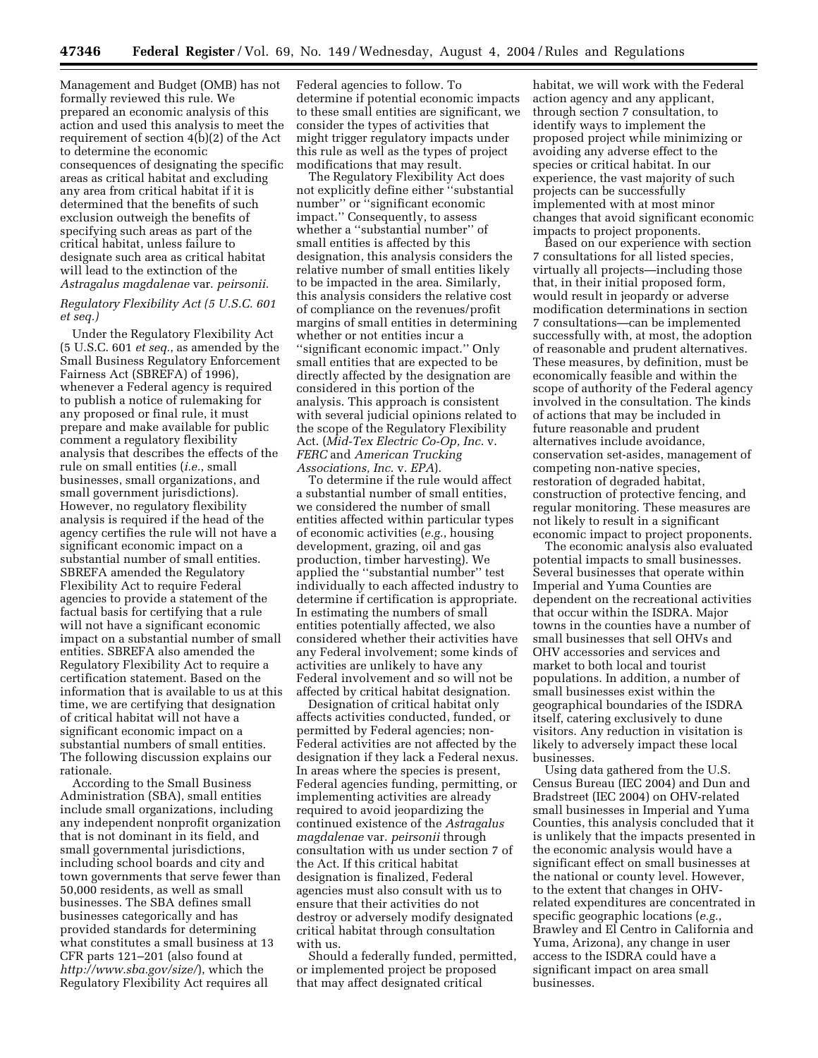Management and Budget (OMB) has not formally reviewed this rule. We prepared an economic analysis of this action and used this analysis to meet the requirement of section 4(b)(2) of the Act to determine the economic consequences of designating the specific areas as critical habitat and excluding any area from critical habitat if it is determined that the benefits of such exclusion outweigh the benefits of specifying such areas as part of the critical habitat, unless failure to designate such area as critical habitat will lead to the extinction of the *Astragalus magdalenae* var. *peirsonii.*

## *Regulatory Flexibility Act (5 U.S.C. 601 et seq.)*

Under the Regulatory Flexibility Act (5 U.S.C. 601 *et seq.*, as amended by the Small Business Regulatory Enforcement Fairness Act (SBREFA) of 1996), whenever a Federal agency is required to publish a notice of rulemaking for any proposed or final rule, it must prepare and make available for public comment a regulatory flexibility analysis that describes the effects of the rule on small entities (*i.e.*, small businesses, small organizations, and small government jurisdictions). However, no regulatory flexibility analysis is required if the head of the agency certifies the rule will not have a significant economic impact on a substantial number of small entities. SBREFA amended the Regulatory Flexibility Act to require Federal agencies to provide a statement of the factual basis for certifying that a rule will not have a significant economic impact on a substantial number of small entities. SBREFA also amended the Regulatory Flexibility Act to require a certification statement. Based on the information that is available to us at this time, we are certifying that designation of critical habitat will not have a significant economic impact on a substantial numbers of small entities. The following discussion explains our rationale.

According to the Small Business Administration (SBA), small entities include small organizations, including any independent nonprofit organization that is not dominant in its field, and small governmental jurisdictions, including school boards and city and town governments that serve fewer than 50,000 residents, as well as small businesses. The SBA defines small businesses categorically and has provided standards for determining what constitutes a small business at 13 CFR parts 121–201 (also found at *http://www.sba.gov/size/*), which the Regulatory Flexibility Act requires all Federal agencies to follow. To determine if potential economic impacts to these small entities are significant, we consider the types of activities that might trigger regulatory impacts under this rule as well as the types of project modifications that may result.

The Regulatory Flexibility Act does not explicitly define either "substantial number" or "significant economic impact." Consequently, to assess whether a "substantial number" of small entities is affected by this designation, this analysis considers the relative number of small entities likely to be impacted in the area. Similarly, this analysis considers the relative cost of compliance on the revenues/profit margins of small entities in determining whether or not entities incur a "significant economic impact." Only small entities that are expected to be directly affected by the designation are considered in this portion of the analysis. This approach is consistent with several judicial opinions related to the scope of the Regulatory Flexibility Act. (*Mid-Tex Electric Co-Op, Inc.* v. *FERC* and *American Trucking Associations, Inc.* v. *EPA*).

To determine if the rule would affect a substantial number of small entities, we considered the number of small entities affected within particular types of economic activities (*e.g.*, housing development, grazing, oil and gas production, timber harvesting). We applied the "substantial number" test individually to each affected industry to determine if certification is appropriate. In estimating the numbers of small entities potentially affected, we also considered whether their activities have any Federal involvement; some kinds of activities are unlikely to have any Federal involvement and so will not be affected by critical habitat designation.

Designation of critical habitat only affects activities conducted, funded, or permitted by Federal agencies; non-Federal activities are not affected by the designation if they lack a Federal nexus. In areas where the species is present, Federal agencies funding, permitting, or implementing activities are already required to avoid jeopardizing the continued existence of the *Astragalus magdalenae* var. *peirsonii* through consultation with us under section 7 of the Act. If this critical habitat designation is finalized, Federal agencies must also consult with us to ensure that their activities do not destroy or adversely modify designated critical habitat through consultation with us.

Should a federally funded, permitted, or implemented project be proposed that may affect designated critical habitat, we will work with the Federal action agency and any applicant, through section 7 consultation, to identify ways to implement the proposed project while minimizing or avoiding any adverse effect to the species or critical habitat. In our experience, the vast majority of such projects can be successfully implemented with at most minor changes that avoid significant economic impacts to project proponents.

Based on our experience with section 7 consultations for all listed species, virtually all projects—including those that, in their initial proposed form, would result in jeopardy or adverse modification determinations in section 7 consultations—can be implemented successfully with, at most, the adoption of reasonable and prudent alternatives. These measures, by definition, must be economically feasible and within the scope of authority of the Federal agency involved in the consultation. The kinds of actions that may be included in future reasonable and prudent alternatives include avoidance, conservation set-asides, management of competing non-native species, restoration of degraded habitat, construction of protective fencing, and regular monitoring. These measures are not likely to result in a significant economic impact to project proponents.

The economic analysis also evaluated potential impacts to small businesses. Several businesses that operate within Imperial and Yuma Counties are dependent on the recreational activities that occur within the ISDRA. Major towns in the counties have a number of small businesses that sell OHVs and OHV accessories and services and market to both local and tourist populations. In addition, a number of small businesses exist within the geographical boundaries of the ISDRA itself, catering exclusively to dune visitors. Any reduction in visitation is likely to adversely impact these local businesses.

Using data gathered from the U.S. Census Bureau (IEC 2004) and Dun and Bradstreet (IEC 2004) on OHV-related small businesses in Imperial and Yuma Counties, this analysis concluded that it is unlikely that the impacts presented in the economic analysis would have a significant effect on small businesses at the national or county level. However, to the extent that changes in OHV-related expenditures are concentrated in specific geographic locations (*e.g.*, Brawley and El Centro in California and Yuma, Arizona), any change in user access to the ISDRA could have a significant impact on area small businesses.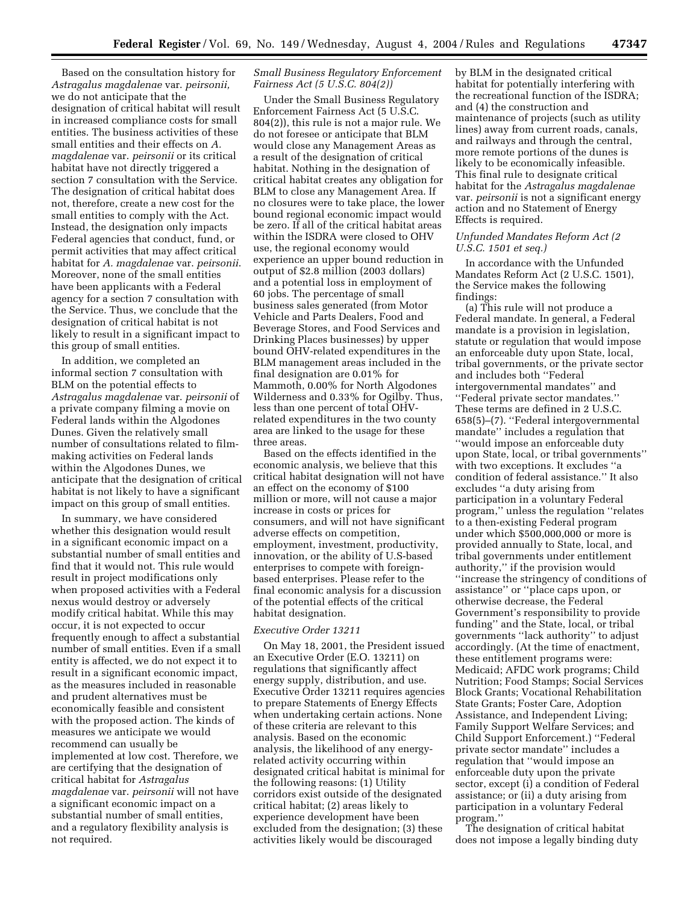Based on the consultation history for *Astragalus magdalenae* var. *peirsonii,* we do not anticipate that the designation of critical habitat will result in increased compliance costs for small entities. The business activities of these small entities and their effects on *A. magdalenae* var. *peirsonii* or its critical habitat have not directly triggered a section 7 consultation with the Service. The designation of critical habitat does not, therefore, create a new cost for the small entities to comply with the Act. Instead, the designation only impacts Federal agencies that conduct, fund, or permit activities that may affect critical habitat for *A. magdalenae* var. *peirsonii*. Moreover, none of the small entities have been applicants with a Federal agency for a section 7 consultation with the Service. Thus, we conclude that the designation of critical habitat is not likely to result in a significant impact to this group of small entities.

In addition, we completed an informal section 7 consultation with BLM on the potential effects to *Astragalus magdalenae* var. *peirsonii* of a private company filming a movie on Federal lands within the Algodones Dunes. Given the relatively small number of consultations related to film-making activities on Federal lands within the Algodones Dunes, we anticipate that the designation of critical habitat is not likely to have a significant impact on this group of small entities.

In summary, we have considered whether this designation would result in a significant economic impact on a substantial number of small entities and find that it would not. This rule would result in project modifications only when proposed activities with a Federal nexus would destroy or adversely modify critical habitat. While this may occur, it is not expected to occur frequently enough to affect a substantial number of small entities. Even if a small entity is affected, we do not expect it to result in a significant economic impact, as the measures included in reasonable and prudent alternatives must be economically feasible and consistent with the proposed action. The kinds of measures we anticipate we would recommend can usually be implemented at low cost. Therefore, we are certifying that the designation of critical habitat for *Astragalus magdalenae* var. *peirsonii* will not have a significant economic impact on a substantial number of small entities, and a regulatory flexibility analysis is not required.

*Small Business Regulatory Enforcement Fairness Act (5 U.S.C. 804(2))*

Under the Small Business Regulatory Enforcement Fairness Act (5 U.S.C. 804(2)), this rule is not a major rule. We do not foresee or anticipate that BLM would close any Management Areas as a result of the designation of critical habitat. Nothing in the designation of critical habitat creates any obligation for BLM to close any Management Area. If no closures were to take place, the lower bound regional economic impact would be zero. If all of the critical habitat areas within the ISDRA were closed to OHV use, the regional economy would experience an upper bound reduction in output of $2.8 million (2003 dollars) and a potential loss in employment of 60 jobs. The percentage of small business sales generated (from Motor Vehicle and Parts Dealers, Food and Beverage Stores, and Food Services and Drinking Places businesses) by upper bound OHV-related expenditures in the BLM management areas included in the final designation are 0.01% for Mammoth, 0.00% for North Algodones Wilderness and 0.33% for Ogilby. Thus, less than one percent of total OHV-related expenditures in the two county area are linked to the usage for these three areas.

Based on the effects identified in the economic analysis, we believe that this critical habitat designation will not have an effect on the economy of $100 million or more, will not cause a major increase in costs or prices for consumers, and will not have significant adverse effects on competition, employment, investment, productivity, innovation, or the ability of U.S-based enterprises to compete with foreign-based enterprises. Please refer to the final economic analysis for a discussion of the potential effects of the critical habitat designation.

*Executive Order 13211*

On May 18, 2001, the President issued an Executive Order (E.O. 13211) on regulations that significantly affect energy supply, distribution, and use. Executive Order 13211 requires agencies to prepare Statements of Energy Effects when undertaking certain actions. None of these criteria are relevant to this analysis. Based on the economic analysis, the likelihood of any energy-related activity occurring within designated critical habitat is minimal for the following reasons: (1) Utility corridors exist outside of the designated critical habitat; (2) areas likely to experience development have been excluded from the designation; (3) these activities likely would be discouraged by BLM in the designated critical habitat for potentially interfering with the recreational function of the ISDRA; and (4) the construction and maintenance of projects (such as utility lines) away from current roads, canals, and railways and through the central, more remote portions of the dunes is likely to be economically infeasible. This final rule to designate critical habitat for the *Astragalus magdalenae* var. *peirsonii* is not a significant energy action and no Statement of Energy Effects is required.

*Unfunded Mandates Reform Act (2 U.S.C. 1501 et seq.)*

In accordance with the Unfunded Mandates Reform Act (2 U.S.C. 1501), the Service makes the following findings:

(a) This rule will not produce a Federal mandate. In general, a Federal mandate is a provision in legislation, statute or regulation that would impose an enforceable duty upon State, local, tribal governments, or the private sector and includes both ''Federal intergovernmental mandates'' and ''Federal private sector mandates.'' These terms are defined in 2 U.S.C. 658(5)–(7). ''Federal intergovernmental mandate'' includes a regulation that ''would impose an enforceable duty upon State, local, or tribal governments'' with two exceptions. It excludes ''a condition of federal assistance.'' It also excludes ''a duty arising from participation in a voluntary Federal program,'' unless the regulation ''relates to a then-existing Federal program under which $500,000,000 or more is provided annually to State, local, and tribal governments under entitlement authority,'' if the provision would ''increase the stringency of conditions of assistance'' or ''place caps upon, or otherwise decrease, the Federal Government's responsibility to provide funding'' and the State, local, or tribal governments ''lack authority'' to adjust accordingly. (At the time of enactment, these entitlement programs were: Medicaid; AFDC work programs; Child Nutrition; Food Stamps; Social Services Block Grants; Vocational Rehabilitation State Grants; Foster Care, Adoption Assistance, and Independent Living; Family Support Welfare Services; and Child Support Enforcement.) ''Federal private sector mandate'' includes a regulation that ''would impose an enforceable duty upon the private sector, except (i) a condition of Federal assistance; or (ii) a duty arising from participation in a voluntary Federal program.''

The designation of critical habitat does not impose a legally binding duty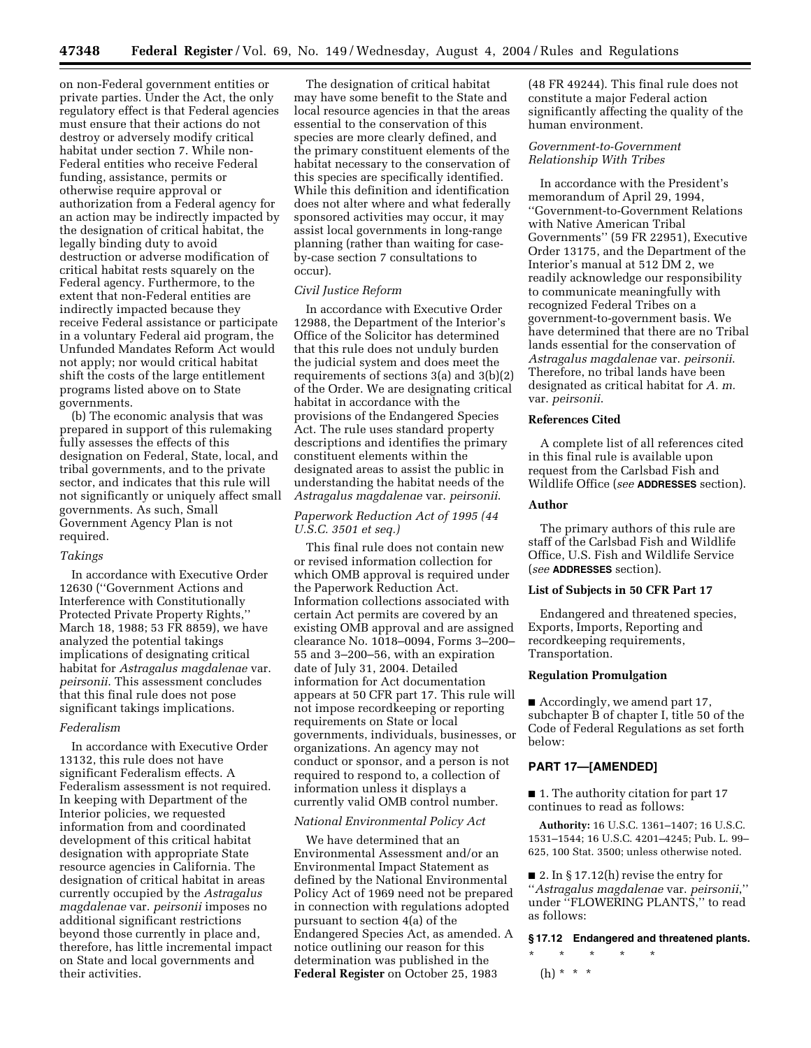on non-Federal government entities or private parties. Under the Act, the only regulatory effect is that Federal agencies must ensure that their actions do not destroy or adversely modify critical habitat under section 7. While non-Federal entities who receive Federal funding, assistance, permits or otherwise require approval or authorization from a Federal agency for an action may be indirectly impacted by the designation of critical habitat, the legally binding duty to avoid destruction or adverse modification of critical habitat rests squarely on the Federal agency. Furthermore, to the extent that non-Federal entities are indirectly impacted because they receive Federal assistance or participate in a voluntary Federal aid program, the Unfunded Mandates Reform Act would not apply; nor would critical habitat shift the costs of the large entitlement programs listed above on to State governments.

(b) The economic analysis that was prepared in support of this rulemaking fully assesses the effects of this designation on Federal, State, local, and tribal governments, and to the private sector, and indicates that this rule will not significantly or uniquely affect small governments. As such, Small Government Agency Plan is not required.

*Takings*

In accordance with Executive Order 12630 (''Government Actions and Interference with Constitutionally Protected Private Property Rights,'' March 18, 1988; 53 FR 8859), we have analyzed the potential takings implications of designating critical habitat for *Astragalus magdalenae* var. *peirsonii*. This assessment concludes that this final rule does not pose significant takings implications.

*Federalism*

In accordance with Executive Order 13132, this rule does not have significant Federalism effects. A Federalism assessment is not required. In keeping with Department of the Interior policies, we requested information from and coordinated development of this critical habitat designation with appropriate State resource agencies in California. The designation of critical habitat in areas currently occupied by the *Astragalus magdalenae* var. *peirsonii* imposes no additional significant restrictions beyond those currently in place and, therefore, has little incremental impact on State and local governments and their activities.

The designation of critical habitat may have some benefit to the State and local resource agencies in that the areas essential to the conservation of this species are more clearly defined, and the primary constituent elements of the habitat necessary to the conservation of this species are specifically identified. While this definition and identification does not alter where and what federally sponsored activities may occur, it may assist local governments in long-range planning (rather than waiting for case-by-case section 7 consultations to occur).

*Civil Justice Reform*

In accordance with Executive Order 12988, the Department of the Interior's Office of the Solicitor has determined that this rule does not unduly burden the judicial system and does meet the requirements of sections 3(a) and 3(b)(2) of the Order. We are designating critical habitat in accordance with the provisions of the Endangered Species Act. The rule uses standard property descriptions and identifies the primary constituent elements within the designated areas to assist the public in understanding the habitat needs of the *Astragalus magdalenae* var. *peirsonii*.

*Paperwork Reduction Act of 1995 (44 U.S.C. 3501 et seq.)*

This final rule does not contain new or revised information collection for which OMB approval is required under the Paperwork Reduction Act. Information collections associated with certain Act permits are covered by an existing OMB approval and are assigned clearance No. 1018–0094, Forms 3–200–55 and 3–200–56, with an expiration date of July 31, 2004. Detailed information for Act documentation appears at 50 CFR part 17. This rule will not impose recordkeeping or reporting requirements on State or local governments, individuals, businesses, or organizations. An agency may not conduct or sponsor, and a person is not required to respond to, a collection of information unless it displays a currently valid OMB control number.

*National Environmental Policy Act*

We have determined that an Environmental Assessment and/or an Environmental Impact Statement as defined by the National Environmental Policy Act of 1969 need not be prepared in connection with regulations adopted pursuant to section 4(a) of the Endangered Species Act, as amended. A notice outlining our reason for this determination was published in the **Federal Register** on October 25, 1983 (48 FR 49244). This final rule does not constitute a major Federal action significantly affecting the quality of the human environment.

*Government-to-Government Relationship With Tribes*

In accordance with the President's memorandum of April 29, 1994, ''Government-to-Government Relations with Native American Tribal Governments'' (59 FR 22951), Executive Order 13175, and the Department of the Interior's manual at 512 DM 2, we readily acknowledge our responsibility to communicate meaningfully with recognized Federal Tribes on a government-to-government basis. We have determined that there are no Tribal lands essential for the conservation of *Astragalus magdalenae* var. *peirsonii*. Therefore, no tribal lands have been designated as critical habitat for *A. m.* var. *peirsonii*.

**References Cited**

A complete list of all references cited in this final rule is available upon request from the Carlsbad Fish and Wildlife Office (*see* **ADDRESSES** section).

**Author**

The primary authors of this rule are staff of the Carlsbad Fish and Wildlife Office, U.S. Fish and Wildlife Service (*see* **ADDRESSES** section).

**List of Subjects in 50 CFR Part 17**

Endangered and threatened species, Exports, Imports, Reporting and recordkeeping requirements, Transportation.

**Regulation Promulgation**

■ Accordingly, we amend part 17, subchapter B of chapter I, title 50 of the Code of Federal Regulations as set forth below:

**PART 17—[AMENDED]**

■ 1. The authority citation for part 17 continues to read as follows:

**Authority:** 16 U.S.C. 1361–1407; 16 U.S.C. 1531–1544; 16 U.S.C. 4201–4245; Pub. L. 99–625, 100 Stat. 3500; unless otherwise noted.

■ 2. In § 17.12(h) revise the entry for ''*Astragalus magdalenae* var. *peirsonii*,'' under ''FLOWERING PLANTS,'' to read as follows:

**§ 17.12 Endangered and threatened plants.**

\* \* \* \* \*

(h) \* \* \*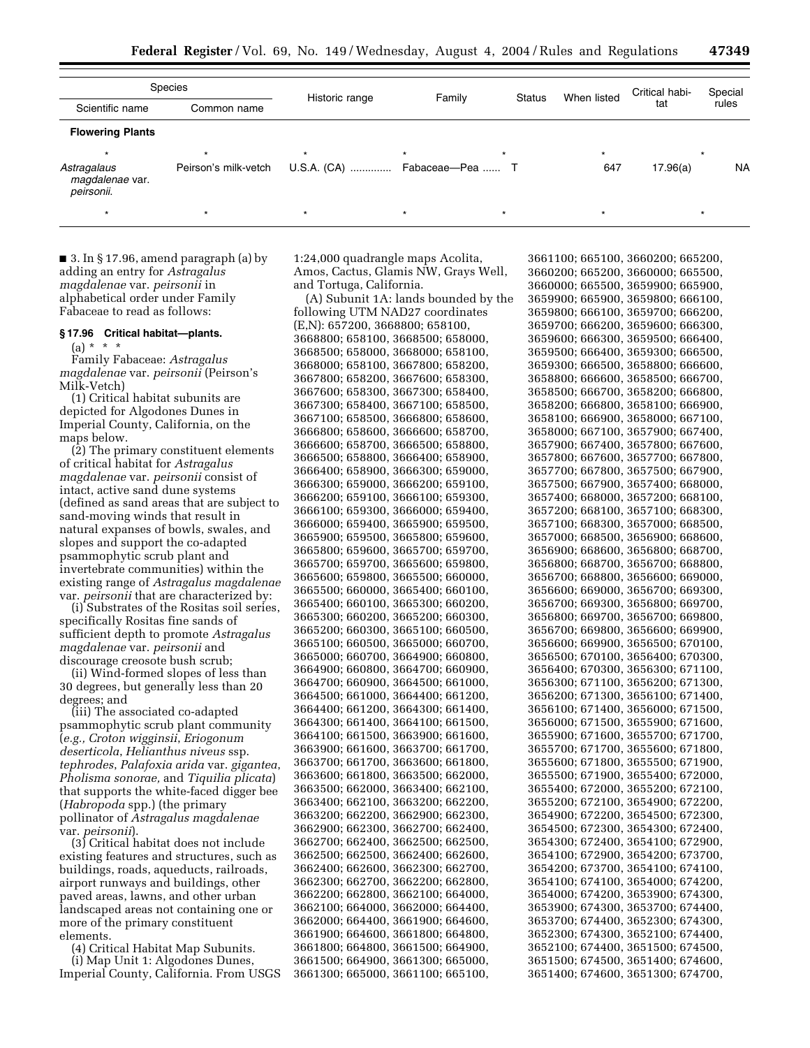| Species | | Historic range | Family | Status | When listed | Critical habitat | Special rules |
|---|---|---|---|---|---|---|---|
| Scientific name | Common name | | | | | | |
| **Flowering Plants** | | | | | | | |
| * | * | * | * | * | * | * | * |
| *Astragalaus magdalenae* var. *peirsonii*. | Peirson's milk-vetch | U.S.A. (CA) ............. | Fabaceae—Pea ...... | T | 647 | 17.96(a) | NA |
| * | * | * | * | * | * | * | * |

■ 3. In § 17.96, amend paragraph (a) by adding an entry for *Astragalus magdalenae* var. *peirsonii* in alphabetical order under Family Fabaceae to read as follows:

### § 17.96 Critical habitat—plants.

(a) * * *

Family Fabaceae: *Astragalus magdalenae* var. *peirsonii* (Peirson's Milk-Vetch)

(1) Critical habitat subunits are depicted for Algodones Dunes in Imperial County, California, on the maps below.

(2) The primary constituent elements of critical habitat for *Astragalus magdalenae* var. *peirsonii* consist of intact, active sand dune systems (defined as sand areas that are subject to sand-moving winds that result in natural expanses of bowls, swales, and slopes and support the co-adapted psammophytic scrub plant and invertebrate communities) within the existing range of *Astragalus magdalenae* var. *peirsonii* that are characterized by:

(i) Substrates of the Rositas soil series, specifically Rositas fine sands of sufficient depth to promote *Astragalus magdalenae* var. *peirsonii* and discourage creosote bush scrub;

(ii) Wind-formed slopes of less than 30 degrees, but generally less than 20 degrees; and

(iii) The associated co-adapted psammophytic scrub plant community (*e.g., Croton wigginsii, Eriogonum deserticola*, *Helianthus niveus* ssp. *tephrodes*, *Palafoxia arida* var. *gigantea*, *Pholisma sonorae,* and *Tiquilia plicata*) that supports the white-faced digger bee (*Habropoda* spp.) (the primary pollinator of *Astragalus magdalenae* var. *peirsonii*).

(3) Critical habitat does not include existing features and structures, such as buildings, roads, aqueducts, railroads, airport runways and buildings, other paved areas, lawns, and other urban landscaped areas not containing one or more of the primary constituent elements.

(4) Critical Habitat Map Subunits.

(i) Map Unit 1: Algodones Dunes, Imperial County, California. From USGS 1:24,000 quadrangle maps Acolita, Amos, Cactus, Glamis NW, Grays Well, and Tortuga, California.

(A) Subunit 1A: lands bounded by the following UTM NAD27 coordinates (E,N): 657200, 3668800; 658100, 3668800; 658100, 3668500; 658000, 3668500; 658000, 3668000; 658100, 3668000; 658100, 3667800; 658200, 3667800; 658200, 3667600; 658300, 3667600; 658300, 3667300; 658400, 3667300; 658400, 3667100; 658500, 3667100; 658500, 3666800; 658600, 3666800; 658600, 3666600; 658700, 3666600; 658700, 3666500; 658800, 3666500; 658800, 3666400; 658900, 3666400; 658900, 3666300; 659000, 3666300; 659000, 3666200; 659100, 3666200; 659100, 3666100; 659300, 3666100; 659300, 3666000; 659400, 3666000; 659400, 3665900; 659500, 3665900; 659500, 3665800; 659600, 3665800; 659600, 3665700; 659700, 3665700; 659700, 3665600; 659800, 3665600; 659800, 3665500; 660000, 3665500; 660000, 3665400; 660100, 3665400; 660100, 3665300; 660200, 3665300; 660200, 3665200; 660300, 3665200; 660300, 3665100; 660500, 3665100; 660500, 3665000; 660700, 3665000; 660700, 3664900; 660800, 3664900; 660800, 3664700; 660900, 3664700; 660900, 3664500; 661000, 3664500; 661000, 3664400; 661200, 3664400; 661200, 3664300; 661400, 3664300; 661400, 3664100; 661500, 3664100; 661500, 3663900; 661600, 3663900; 661600, 3663700; 661700, 3663700; 661700, 3663600; 661800, 3663600; 661800, 3663500; 662000, 3663500; 662000, 3663400; 662100, 3663400; 662100, 3663200; 662200, 3663200; 662200, 3662900; 662300, 3662900; 662300, 3662700; 662400, 3662700; 662400, 3662500; 662500, 3662500; 662500, 3662400; 662600, 3662400; 662600, 3662300; 662700, 3662300; 662700, 3662200; 662800, 3662200; 662800, 3662100; 664000, 3662100; 664000, 3662000; 664400, 3662000; 664400, 3661900; 664600, 3661900; 664600, 3661800; 664800, 3661800; 664800, 3661500; 664900, 3661500; 664900, 3661300; 665000, 3661300; 665000, 3661100; 665100, 3661100; 665100, 3660200; 665200, 3660200; 665200, 3660000; 665500, 3660000; 665500, 3659900; 665900, 3659900; 665900, 3659800; 666100, 3659800; 666100, 3659700; 666200, 3659700; 666200, 3659600; 666300, 3659600; 666300, 3659500; 666400, 3659500; 666400, 3659300; 666500, 3659300; 666500, 3658800; 666600, 3658800; 666600, 3658500; 666700, 3658500; 666700, 3658200; 666800, 3658200; 666800, 3658100; 666900, 3658100; 666900, 3658000; 667100, 3658000; 667100, 3657900; 667400, 3657900; 667400, 3657800; 667600, 3657800; 667600, 3657700; 667800, 3657700; 667800, 3657500; 667900, 3657500; 667900, 3657400; 668000, 3657400; 668000, 3657200; 668100, 3657200; 668100, 3657100; 668300, 3657100; 668300, 3657000; 668500, 3657000; 668500, 3656900; 668600, 3656900; 668600, 3656800; 668700, 3656800; 668700, 3656700; 668800, 3656700; 668800, 3656600; 669000, 3656600; 669000, 3656700; 669300, 3656700; 669300, 3656800; 669700, 3656800; 669700, 3656700; 669800, 3656700; 669800, 3656600; 669900, 3656600; 669900, 3656500; 670100, 3656500; 670100, 3656400; 670300, 3656400; 670300, 3656300; 671100, 3656300; 671100, 3656200; 671300, 3656200; 671300, 3656100; 671400, 3656100; 671400, 3656000; 671500, 3656000; 671500, 3655900; 671600, 3655900; 671600, 3655700; 671700, 3655700; 671700, 3655600; 671800, 3655600; 671800, 3655500; 671900, 3655500; 671900, 3655400; 672000, 3655400; 672000, 3655200; 672100, 3655200; 672100, 3654900; 672200, 3654900; 672200, 3654500; 672300, 3654500; 672300, 3654300; 672400, 3654300; 672400, 3654100; 672900, 3654100; 672900, 3654200; 673700, 3654200; 673700, 3654100; 674100, 3654100; 674100, 3654000; 674200, 3654000; 674200, 3653900; 674300, 3653900; 674300, 3653700; 674400, 3653700; 674400, 3652300; 674300, 3652300; 674300, 3652100; 674400, 3652100; 674400, 3651500; 674500, 3651500; 674500, 3651400; 674600, 3651400; 674600, 3651300; 674700,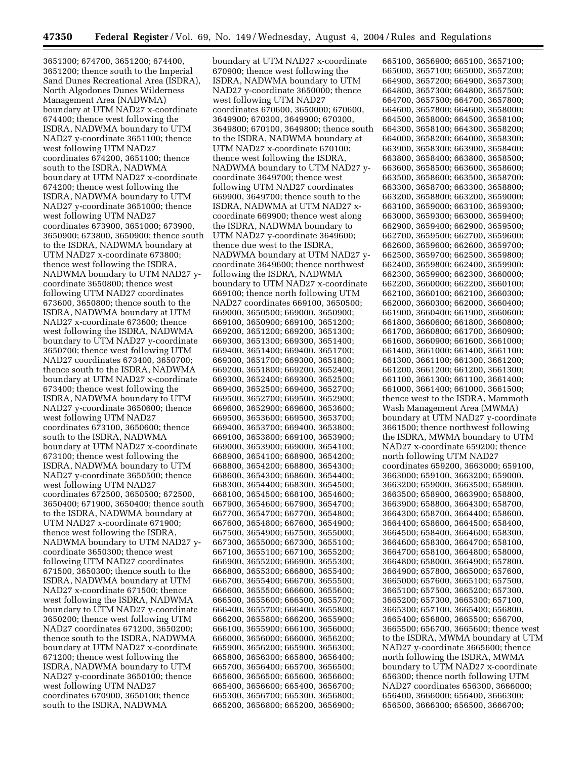3651300; 674700, 3651200; 674400, 3651200; thence south to the Imperial Sand Dunes Recreational Area (ISDRA), North Algodones Dunes Wilderness Management Area (NADWMA) boundary at UTM NAD27 x-coordinate 674400; thence west following the ISDRA, NADWMA boundary to UTM NAD27 y-coordinate 3651100; thence west following UTM NAD27 coordinates 674200, 3651100; thence south to the ISDRA, NADWMA boundary at UTM NAD27 x-coordinate 674200; thence west following the ISDRA, NADWMA boundary to UTM NAD27 y-coordinate 3651000; thence west following UTM NAD27 coordinates 673900, 3651000; 673900, 3650900; 673800, 3650900; thence south to the ISDRA, NADWMA boundary at UTM NAD27 x-coordinate 673800; thence west following the ISDRA, NADWMA boundary to UTM NAD27 y-coordinate 3650800; thence west following UTM NAD27 coordinates 673600, 3650800; thence south to the ISDRA, NADWMA boundary at UTM NAD27 x-coordinate 673600; thence west following the ISDRA, NADWMA boundary to UTM NAD27 y-coordinate 3650700; thence west following UTM NAD27 coordinates 673400, 3650700; thence south to the ISDRA, NADWMA boundary at UTM NAD27 x-coordinate 673400; thence west following the ISDRA, NADWMA boundary to UTM NAD27 y-coordinate 3650600; thence west following UTM NAD27 coordinates 673100, 3650600; thence south to the ISDRA, NADWMA boundary at UTM NAD27 x-coordinate 673100; thence west following the ISDRA, NADWMA boundary to UTM NAD27 y-coordinate 3650500; thence west following UTM NAD27 coordinates 672500, 3650500; 672500, 3650400; 671900, 3650400; thence south to the ISDRA, NADWMA boundary at UTM NAD27 x-coordinate 671900; thence west following the ISDRA, NADWMA boundary to UTM NAD27 y-coordinate 3650300; thence west following UTM NAD27 coordinates 671500, 3650300; thence south to the ISDRA, NADWMA boundary at UTM NAD27 x-coordinate 671500; thence west following the ISDRA, NADWMA boundary to UTM NAD27 y-coordinate 3650200; thence west following UTM NAD27 coordinates 671200, 3650200; thence south to the ISDRA, NADWMA boundary at UTM NAD27 x-coordinate 671200; thence west following the ISDRA, NADWMA boundary to UTM NAD27 y-coordinate 3650100; thence west following UTM NAD27 coordinates 670900, 3650100; thence south to the ISDRA, NADWMA boundary at UTM NAD27 x-coordinate 670900; thence west following the ISDRA, NADWMA boundary to UTM NAD27 y-coordinate 3650000; thence west following UTM NAD27 coordinates 670600, 3650000; 670600, 3649900; 670300, 3649900; 670300, 3649800; 670100, 3649800; thence south to the ISDRA, NADWMA boundary at UTM NAD27 x-coordinate 670100; thence west following the ISDRA, NADWMA boundary to UTM NAD27 y-coordinate 3649700; thence west following UTM NAD27 coordinates 669900, 3649700; thence south to the ISDRA, NADWMA at UTM NAD27 x-coordinate 669900; thence west along the ISDRA, NADWMA boundary to UTM NAD27 y-coordinate 3649600; thence due west to the ISDRA, NADWMA boundary at UTM NAD27 y-coordinate 3649600; thence northwest following the ISDRA, NADWMA boundary to UTM NAD27 x-coordinate 669100; thence north following UTM NAD27 coordinates 669100, 3650500; 669000, 3650500; 669000, 3650900; 669100, 3650900; 669100, 3651200; 669200, 3651200; 669200, 3651300; 669300, 3651300; 669300, 3651400; 669400, 3651400; 669400, 3651700; 669300, 3651700; 669300, 3651800; 669200, 3651800; 669200, 3652400; 669300, 3652400; 669300, 3652500; 669400, 3652500; 669400, 3652700; 669500, 3652700; 669500, 3652900; 669600, 3652900; 669600, 3653600; 669500, 3653600; 669500, 3653700; 669400, 3653700; 669400, 3653800; 669100, 3653800; 669100, 3653900; 669000, 3653900; 669000, 3654100; 668900, 3654100; 668900, 3654200; 668800, 3654200; 668800, 3654300; 668600, 3654300; 668600, 3654400; 668300, 3654400; 668300, 3654500; 668100, 3654500; 668100, 3654600; 667900, 3654600; 667900, 3654700; 667700, 3654700; 667700, 3654800; 667600, 3654800; 667600, 3654900; 667500, 3654900; 667500, 3655000; 667300, 3655000; 667300, 3655100; 667100, 3655100; 667100, 3655200; 666900, 3655200; 666900, 3655300; 666800, 3655300; 666800, 3655400; 666700, 3655400; 666700, 3655500; 666600, 3655500; 666600, 3655600; 666500, 3655600; 666500, 3655700; 666400, 3655700; 666400, 3655800; 666200, 3655800; 666200, 3655900; 666100, 3655900; 666100, 3656000; 666000, 3656000; 666000, 3656200; 665900, 3656200; 665900, 3656300; 665800, 3656300; 665800, 3656400; 665700, 3656400; 665700, 3656500; 665600, 3656500; 665600, 3656600; 665400, 3656600; 665400, 3656700; 665300, 3656700; 665300, 3656800; 665200, 3656800; 665200, 3656900; 665100, 3656900; 665100, 3657100; 665000, 3657100; 665000, 3657200; 664900, 3657200; 664900, 3657300; 664800, 3657300; 664800, 3657500; 664700, 3657500; 664700, 3657800; 664600, 3657800; 664600, 3658000; 664500, 3658000; 664500, 3658100; 664300, 3658100; 664300, 3658200; 664000, 3658200; 664000, 3658300; 663900, 3658300; 663900, 3658400; 663800, 3658400; 663800, 3658500; 663600, 3658500; 663600, 3658600; 663500, 3658600; 663500, 3658700; 663300, 3658700; 663300, 3658800; 663200, 3658800; 663200, 3659000; 663100, 3659000; 663100, 3659300; 663000, 3659300; 663000, 3659400; 662900, 3659400; 662900, 3659500; 662700, 3659500; 662700, 3659600; 662600, 3659600; 662600, 3659700; 662500, 3659700; 662500, 3659800; 662400, 3659800; 662400, 3659900; 662300, 3659900; 662300, 3660000; 662200, 3660000; 662200, 3660100; 662100, 3660100; 662100, 3660300; 662000, 3660300; 662000, 3660400; 661900, 3660400; 661900, 3660600; 661800, 3660600; 661800, 3660800; 661700, 3660800; 661700, 3660900; 661600, 3660900; 661600, 3661000; 661400, 3661000; 661400, 3661100; 661300, 3661100; 661300, 3661200; 661200, 3661200; 661200, 3661300; 661100, 3661300; 661100, 3661400; 661000, 3661400; 661000, 3661500; thence west to the ISDRA, Mammoth Wash Management Area (MWMA) boundary at UTM NAD27 y-coordinate 3661500; thence northwest following the ISDRA, MWMA boundary to UTM NAD27 x-coordinate 659200; thence north following UTM NAD27 coordinates 659200, 3663000; 659100, 3663000; 659100, 3663200; 659000, 3663200; 659000, 3663500; 658900, 3663500; 658900, 3663900; 658800, 3663900; 658800, 3664300; 658700, 3664300; 658700, 3664400; 658600, 3664400; 658600, 3664500; 658400, 3664500; 658400, 3664600; 658300, 3664600; 658300, 3664700; 658100, 3664700; 658100, 3664800; 658000, 3664800; 658000, 3664900; 657800, 3664900; 657800, 3665000; 657600, 3665000; 657600, 3665100; 657500, 3665100; 657500, 3665200; 657300, 3665200; 657300, 3665300; 657100, 3665300; 657100, 3665400; 656800, 3665400; 656800, 3665500; 656700, 3665500; 656700, 3665600; thence west to the ISDRA, MWMA boundary at UTM NAD27 y-coordinate 3665600; thence north following the ISDRA, MWMA boundary to UTM NAD27 x-coordinate 656300; thence north following UTM NAD27 coordinates 656300, 3666000; 656400, 3666000; 656400, 3666300; 656500, 3666300; 656500, 3666700;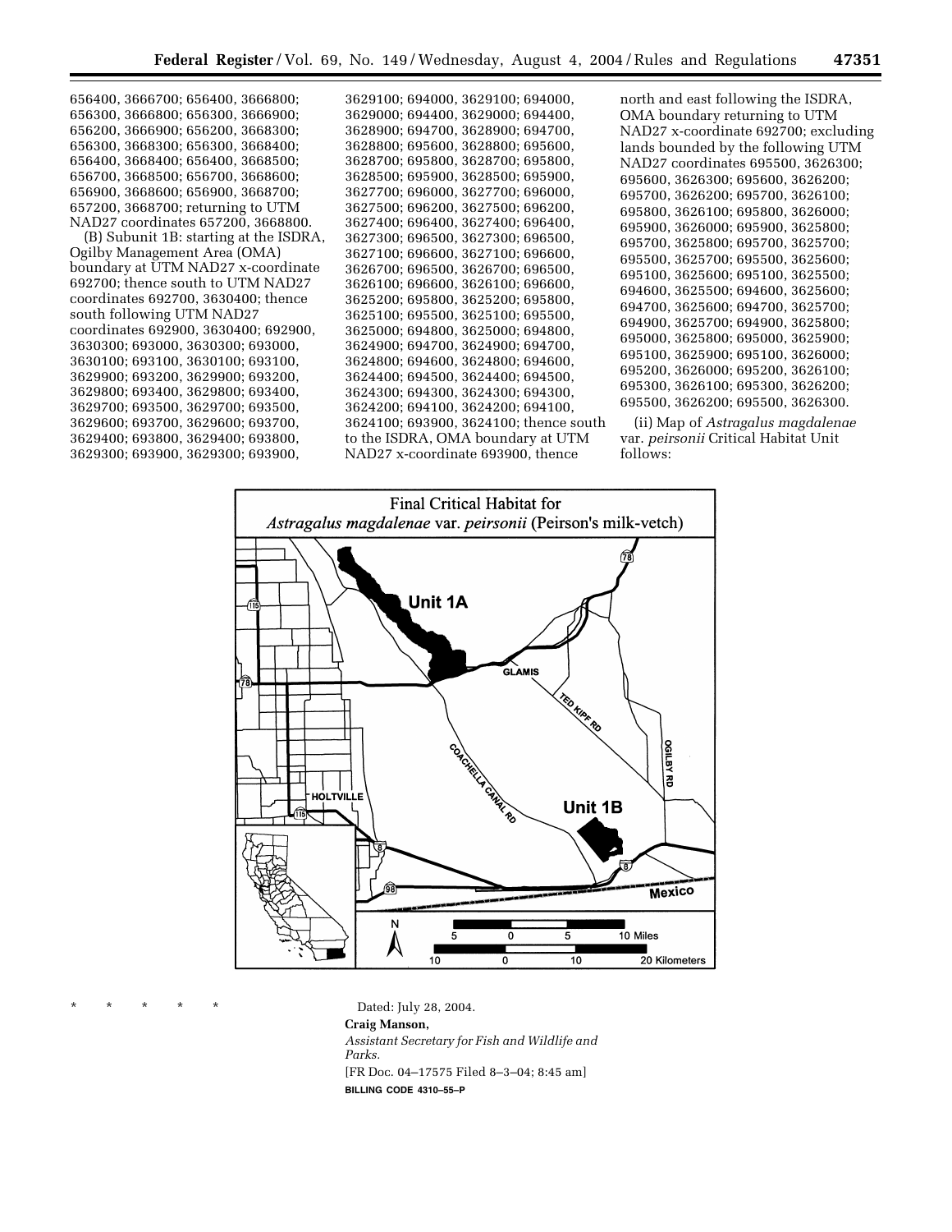656400, 3666700; 656400, 3666800; 656300, 3666800; 656300, 3666900; 656200, 3666900; 656200, 3668300; 656300, 3668300; 656300, 3668400; 656400, 3668400; 656400, 3668500; 656700, 3668500; 656700, 3668600; 656900, 3668600; 656900, 3668700; 657200, 3668700; returning to UTM NAD27 coordinates 657200, 3668800.

(B) Subunit 1B: starting at the ISDRA, Ogilby Management Area (OMA) boundary at UTM NAD27 x-coordinate 692700; thence south to UTM NAD27 coordinates 692700, 3630400; thence south following UTM NAD27 coordinates 692900, 3630400; 692900, 3630300; 693000, 3630300; 693000, 3630100; 693100, 3630100; 693100, 3629900; 693200, 3629900; 693200, 3629800; 693400, 3629800; 693400, 3629700; 693500, 3629700; 693500, 3629600; 693700, 3629600; 693700, 3629400; 693800, 3629400; 693800, 3629300; 693900, 3629300; 693900, 3629100; 694000, 3629100; 694000, 3629000; 694400, 3629000; 694400, 3628900; 694700, 3628900; 694700, 3628800; 695600, 3628800; 695600, 3628700; 695800, 3628700; 695800, 3628500; 695900, 3628500; 695900, 3627700; 696000, 3627700; 696000, 3627500; 696200, 3627500; 696200, 3627400; 696400, 3627400; 696400, 3627300; 696500, 3627300; 696500, 3627100; 696600, 3627100; 696600, 3626700; 696500, 3626700; 696500, 3626100; 696600, 3626100; 696600, 3625200; 695800, 3625200; 695800, 3625100; 695500, 3625100; 695500, 3625000; 694800, 3625000; 694800, 3624900; 694700, 3624900; 694700, 3624800; 694600, 3624800; 694600, 3624400; 694500, 3624400; 694500, 3624300; 694300, 3624300; 694300, 3624200; 694100, 3624200; 694100, 3624100; 693900, 3624100; thence south to the ISDRA, OMA boundary at UTM NAD27 x-coordinate 693900, thence north and east following the ISDRA, OMA boundary returning to UTM NAD27 x-coordinate 692700; excluding lands bounded by the following UTM NAD27 coordinates 695500, 3626300; 695600, 3626300; 695600, 3626200; 695700, 3626200; 695700, 3626100; 695800, 3626100; 695800, 3626000; 695900, 3626000; 695900, 3625800; 695700, 3625800; 695700, 3625700; 695500, 3625700; 695500, 3625600; 695100, 3625600; 695100, 3625500; 694600, 3625500; 694600, 3625600; 694700, 3625600; 694700, 3625700; 694900, 3625700; 694900, 3625800; 695000, 3625800; 695000, 3625900; 695100, 3625900; 695100, 3626000; 695200, 3626000; 695200, 3626100; 695300, 3626100; 695300, 3626200; 695500, 3626200; 695500, 3626300.

(ii) Map of *Astragalus magdalenae* var. *peirsonii* Critical Habitat Unit follows:

Final Critical Habitat for
*Astragalus magdalenae* var. *peirsonii* (Peirson's milk-vetch)

Unit 1A
GLAMIS
TED KIPF RD
COACHELLA CANAL RD
OGILBY RD
HOLTVILLE
Unit 1B
Mexico
78
115
8
98
N
5 0 5 10 Miles
10 0 10 20 Kilometers

\* \* \* \* \*

Dated: July 28, 2004.

**Craig Manson,**

*Assistant Secretary for Fish and Wildlife and Parks.*

[FR Doc. 04–17575 Filed 8–3–04; 8:45 am]

**BILLING CODE 4310–55–P**